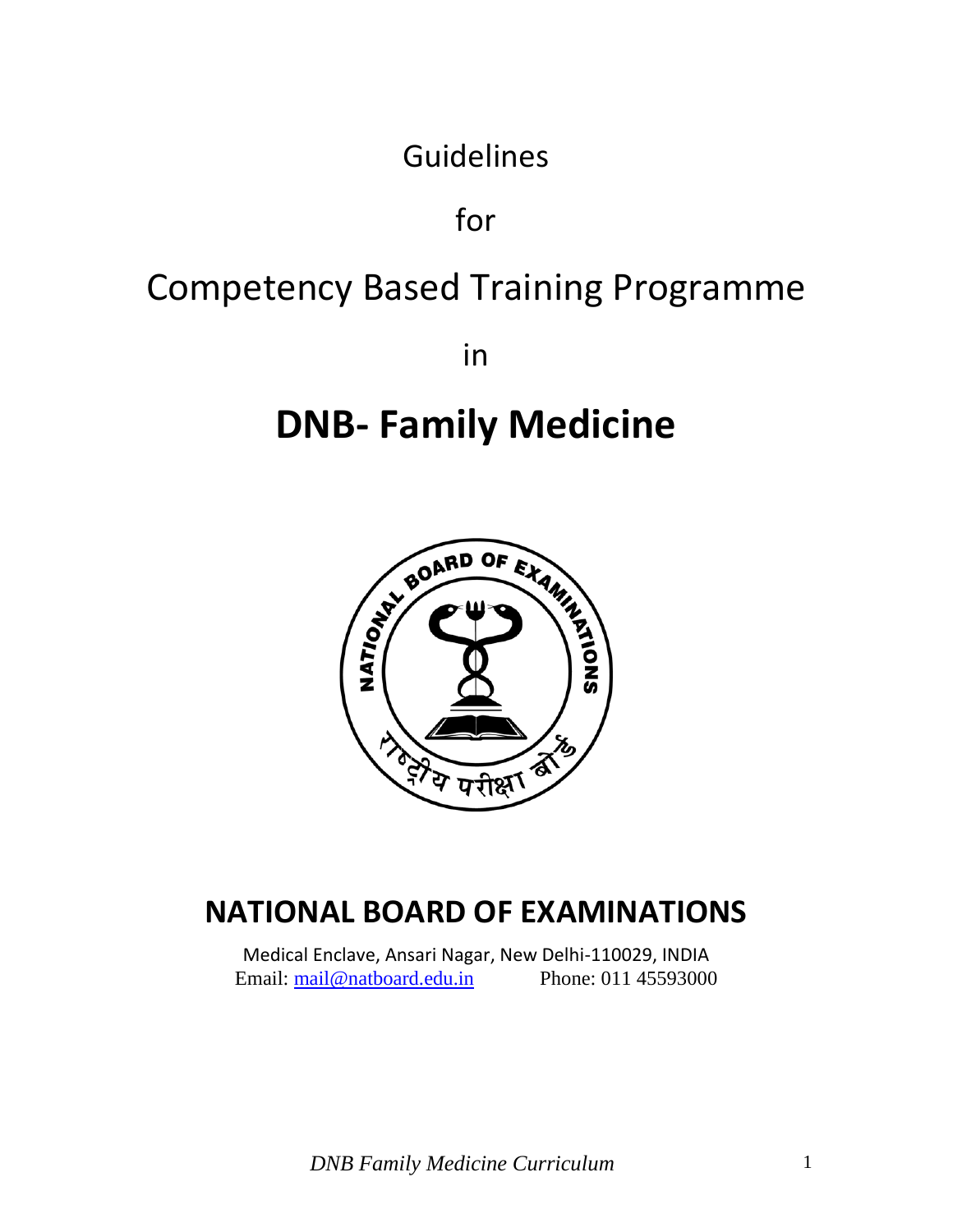Guidelines

for

# Competency Based Training Programme

in

# DNB- Family Medicine

## NATIONAL BOARD OF EXAMINATIONS

Medical Enclave, Ansari Nagar, New Delhi-110029, INDIA

Email: mail@natboard.edu.in Phone: 011 45593000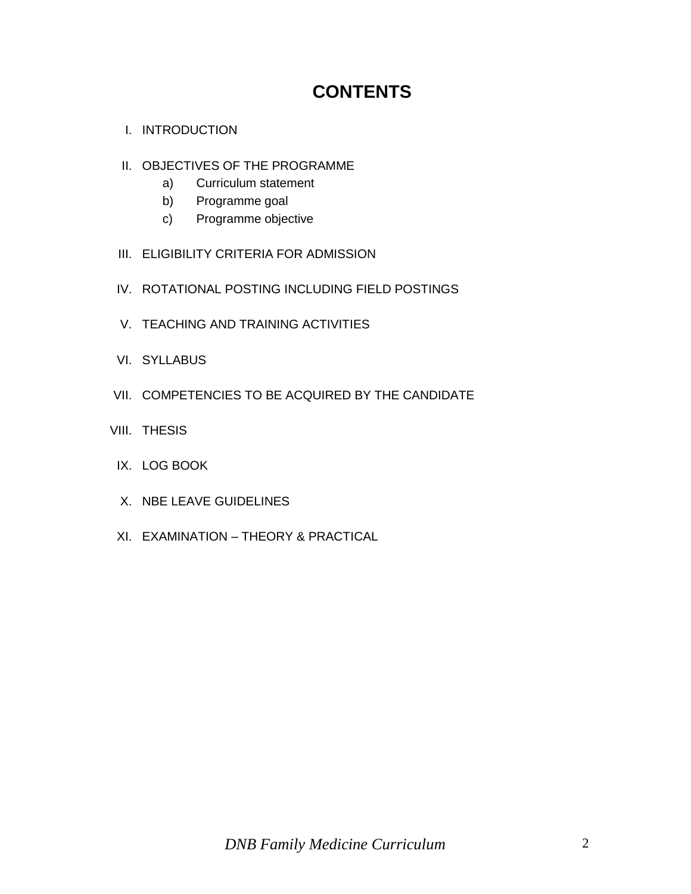# CONTENTS

I. INTRODUCTION

II. OBJECTIVES OF THE PROGRAMME
   a) Curriculum statement
   b) Programme goal
   c) Programme objective

III. ELIGIBILITY CRITERIA FOR ADMISSION

IV. ROTATIONAL POSTING INCLUDING FIELD POSTINGS

V. TEACHING AND TRAINING ACTIVITIES

VI. SYLLABUS

VII. COMPETENCIES TO BE ACQUIRED BY THE CANDIDATE

VIII. THESIS

IX. LOG BOOK

X. NBE LEAVE GUIDELINES

XI. EXAMINATION – THEORY & PRACTICAL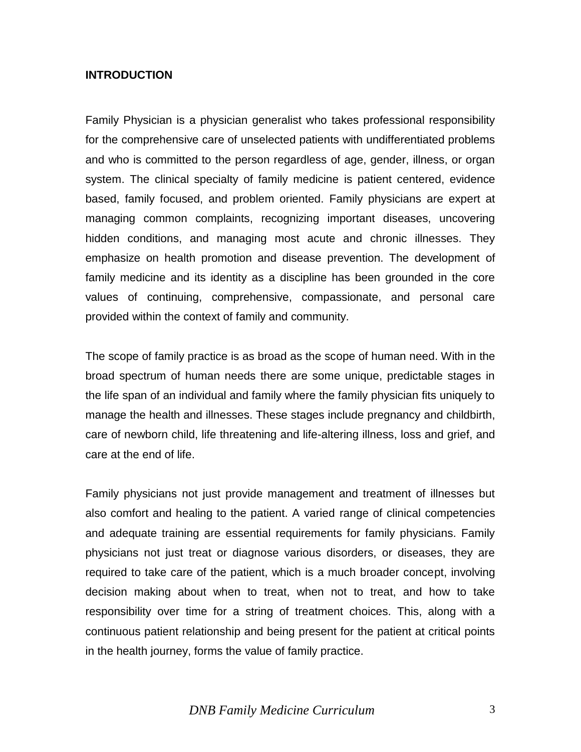## INTRODUCTION

Family Physician is a physician generalist who takes professional responsibility for the comprehensive care of unselected patients with undifferentiated problems and who is committed to the person regardless of age, gender, illness, or organ system. The clinical specialty of family medicine is patient centered, evidence based, family focused, and problem oriented. Family physicians are expert at managing common complaints, recognizing important diseases, uncovering hidden conditions, and managing most acute and chronic illnesses. They emphasize on health promotion and disease prevention. The development of family medicine and its identity as a discipline has been grounded in the core values of continuing, comprehensive, compassionate, and personal care provided within the context of family and community.

The scope of family practice is as broad as the scope of human need. With in the broad spectrum of human needs there are some unique, predictable stages in the life span of an individual and family where the family physician fits uniquely to manage the health and illnesses. These stages include pregnancy and childbirth, care of newborn child, life threatening and life-altering illness, loss and grief, and care at the end of life.

Family physicians not just provide management and treatment of illnesses but also comfort and healing to the patient. A varied range of clinical competencies and adequate training are essential requirements for family physicians. Family physicians not just treat or diagnose various disorders, or diseases, they are required to take care of the patient, which is a much broader concept, involving decision making about when to treat, when not to treat, and how to take responsibility over time for a string of treatment choices. This, along with a continuous patient relationship and being present for the patient at critical points in the health journey, forms the value of family practice.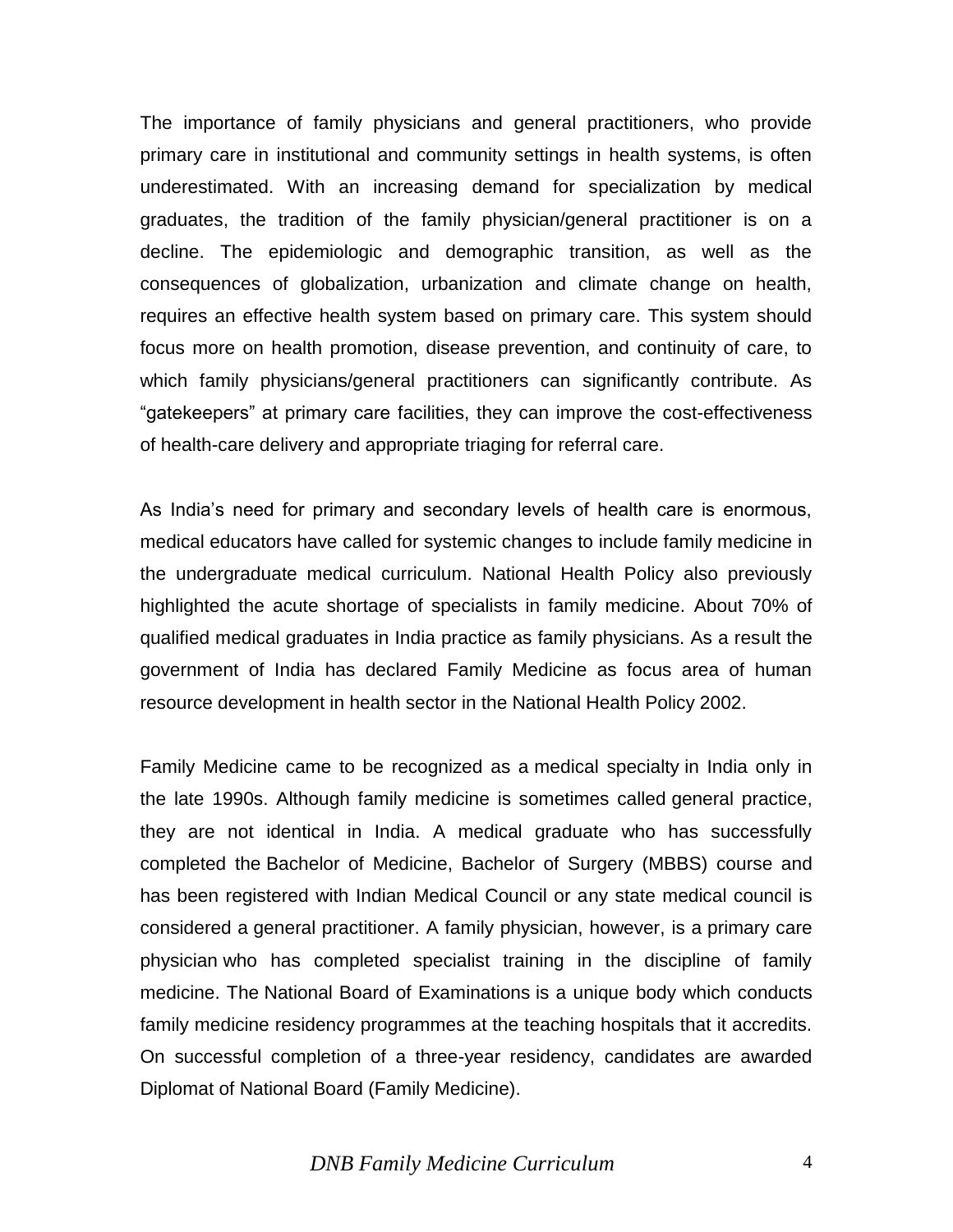The importance of family physicians and general practitioners, who provide primary care in institutional and community settings in health systems, is often underestimated. With an increasing demand for specialization by medical graduates, the tradition of the family physician/general practitioner is on a decline. The epidemiologic and demographic transition, as well as the consequences of globalization, urbanization and climate change on health, requires an effective health system based on primary care. This system should focus more on health promotion, disease prevention, and continuity of care, to which family physicians/general practitioners can significantly contribute. As "gatekeepers" at primary care facilities, they can improve the cost-effectiveness of health-care delivery and appropriate triaging for referral care.

As India's need for primary and secondary levels of health care is enormous, medical educators have called for systemic changes to include family medicine in the undergraduate medical curriculum. National Health Policy also previously highlighted the acute shortage of specialists in family medicine. About 70% of qualified medical graduates in India practice as family physicians. As a result the government of India has declared Family Medicine as focus area of human resource development in health sector in the National Health Policy 2002.

Family Medicine came to be recognized as a medical specialty in India only in the late 1990s. Although family medicine is sometimes called general practice, they are not identical in India. A medical graduate who has successfully completed the Bachelor of Medicine, Bachelor of Surgery (MBBS) course and has been registered with Indian Medical Council or any state medical council is considered a general practitioner. A family physician, however, is a primary care physician who has completed specialist training in the discipline of family medicine. The National Board of Examinations is a unique body which conducts family medicine residency programmes at the teaching hospitals that it accredits. On successful completion of a three-year residency, candidates are awarded Diplomat of National Board (Family Medicine).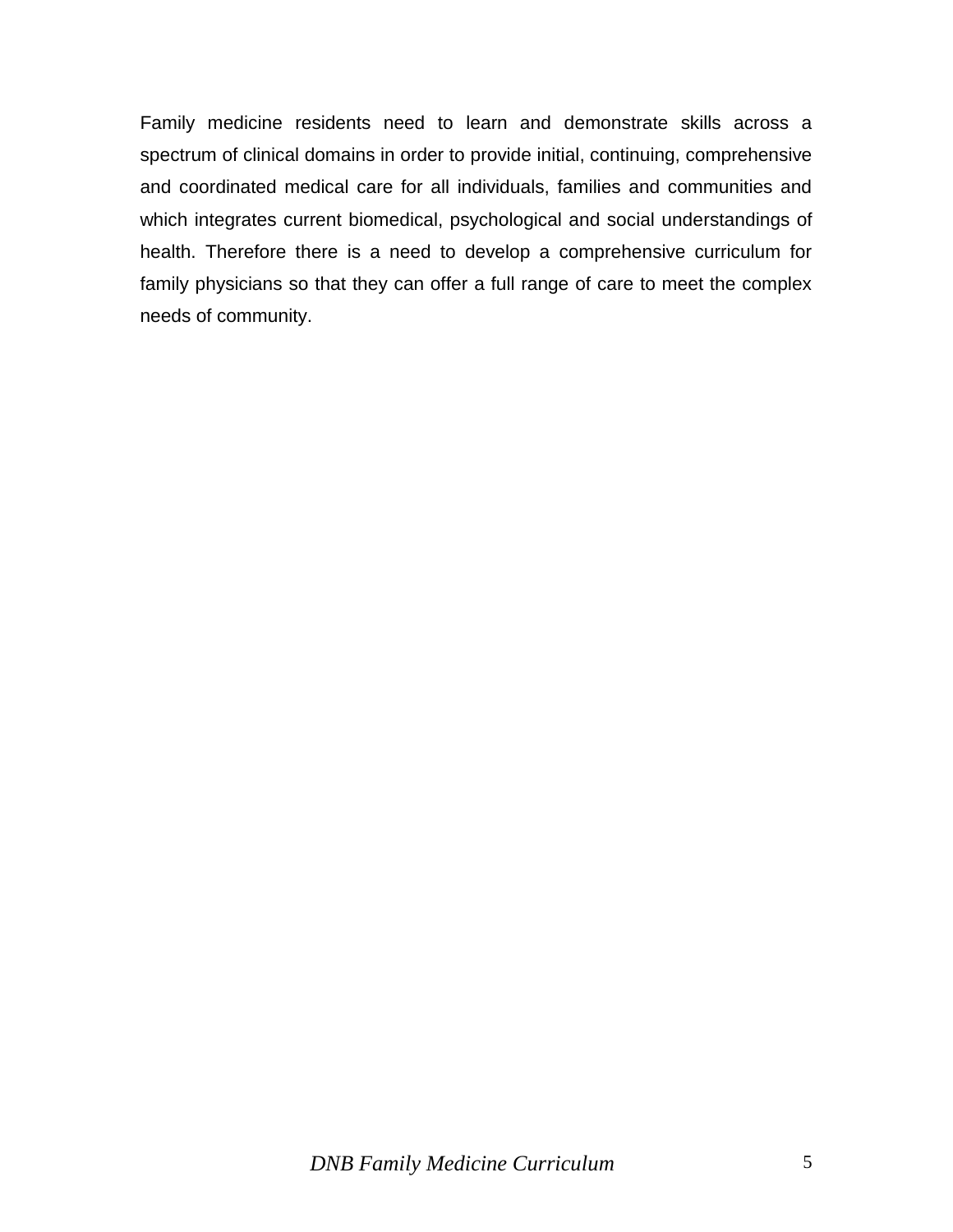Family medicine residents need to learn and demonstrate skills across a spectrum of clinical domains in order to provide initial, continuing, comprehensive and coordinated medical care for all individuals, families and communities and which integrates current biomedical, psychological and social understandings of health. Therefore there is a need to develop a comprehensive curriculum for family physicians so that they can offer a full range of care to meet the complex needs of community.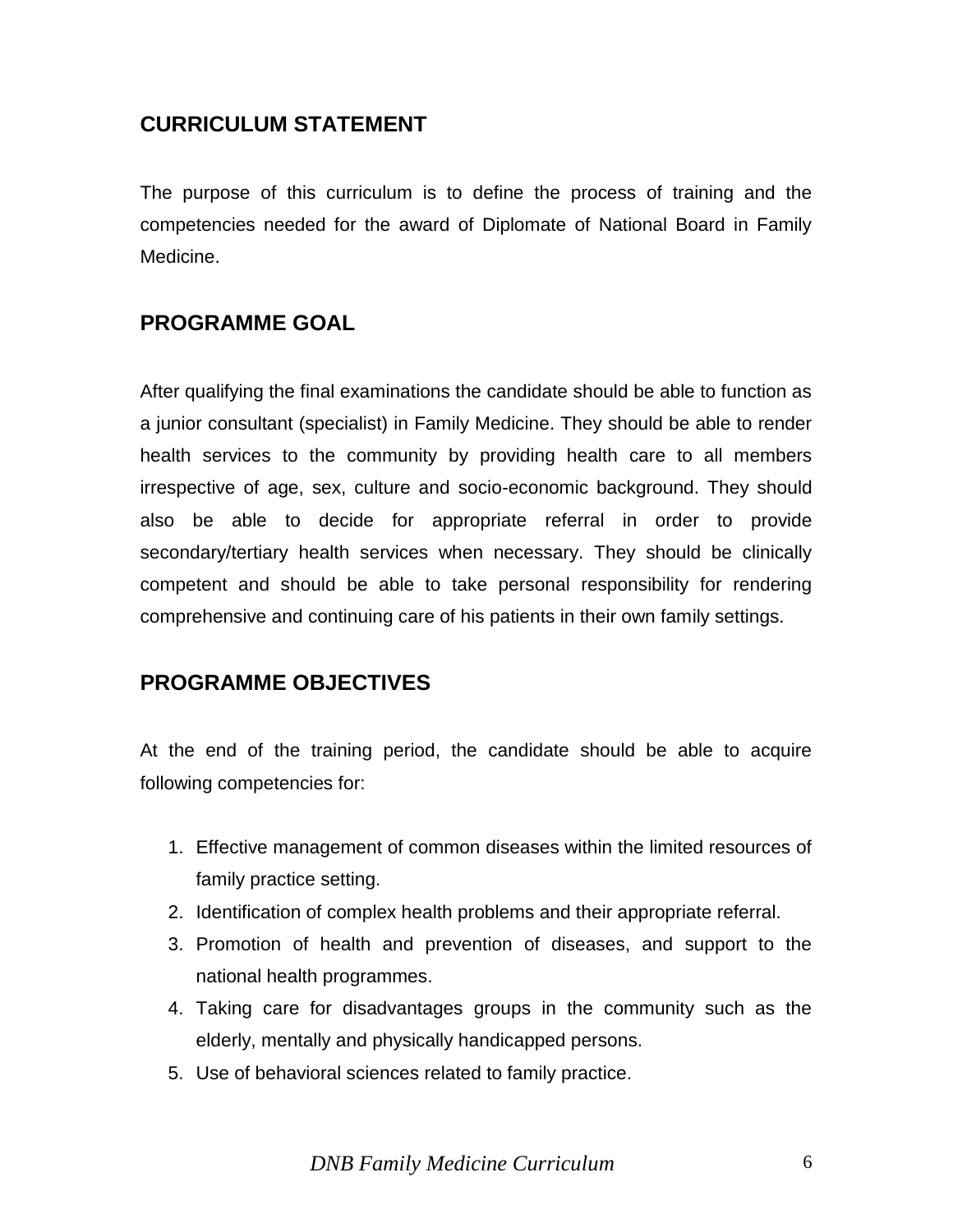## CURRICULUM STATEMENT

The purpose of this curriculum is to define the process of training and the competencies needed for the award of Diplomate of National Board in Family Medicine.

## PROGRAMME GOAL

After qualifying the final examinations the candidate should be able to function as a junior consultant (specialist) in Family Medicine. They should be able to render health services to the community by providing health care to all members irrespective of age, sex, culture and socio-economic background. They should also be able to decide for appropriate referral in order to provide secondary/tertiary health services when necessary. They should be clinically competent and should be able to take personal responsibility for rendering comprehensive and continuing care of his patients in their own family settings.

## PROGRAMME OBJECTIVES

At the end of the training period, the candidate should be able to acquire following competencies for:

1. Effective management of common diseases within the limited resources of family practice setting.
2. Identification of complex health problems and their appropriate referral.
3. Promotion of health and prevention of diseases, and support to the national health programmes.
4. Taking care for disadvantages groups in the community such as the elderly, mentally and physically handicapped persons.
5. Use of behavioral sciences related to family practice.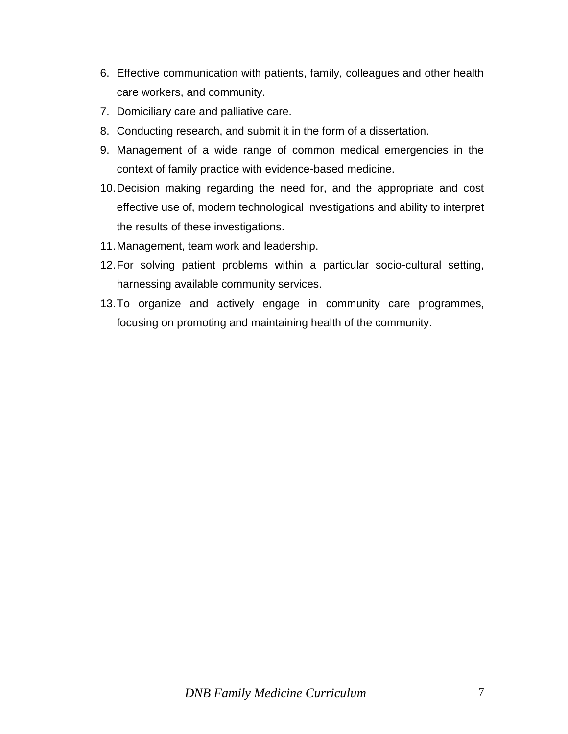6. Effective communication with patients, family, colleagues and other health care workers, and community.
7. Domiciliary care and palliative care.
8. Conducting research, and submit it in the form of a dissertation.
9. Management of a wide range of common medical emergencies in the context of family practice with evidence-based medicine.
10. Decision making regarding the need for, and the appropriate and cost effective use of, modern technological investigations and ability to interpret the results of these investigations.
11. Management, team work and leadership.
12. For solving patient problems within a particular socio-cultural setting, harnessing available community services.
13. To organize and actively engage in community care programmes, focusing on promoting and maintaining health of the community.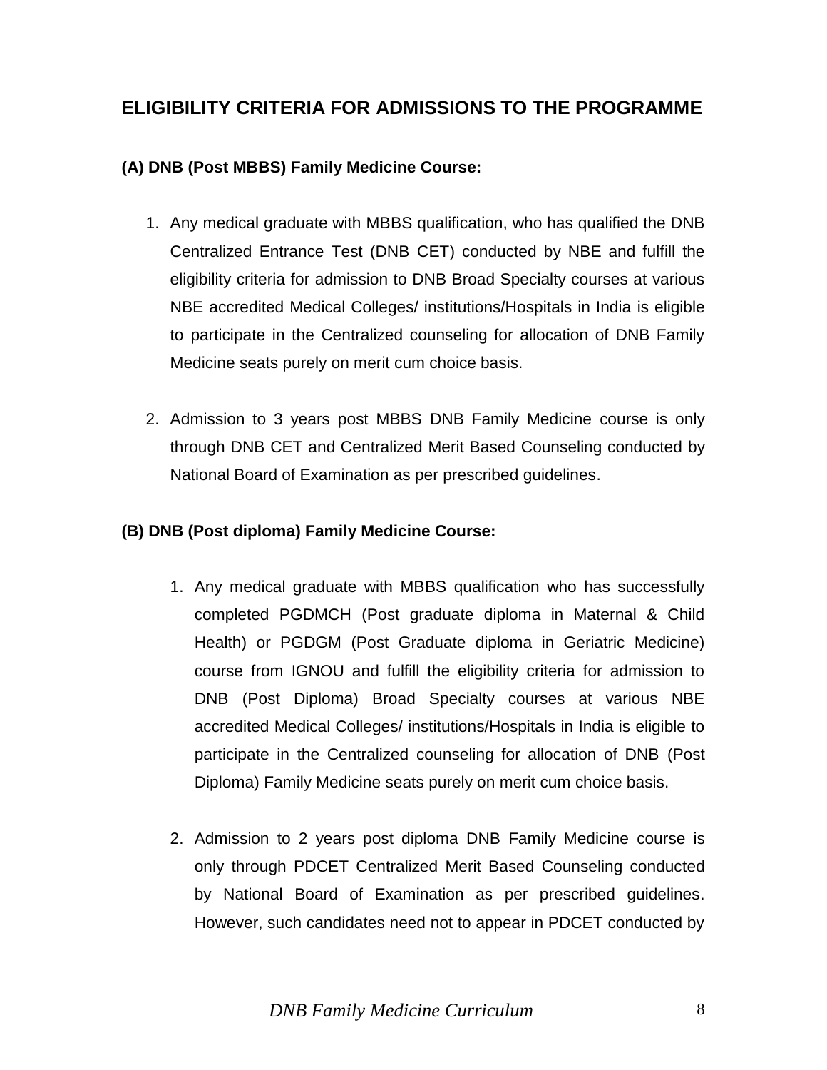## ELIGIBILITY CRITERIA FOR ADMISSIONS TO THE PROGRAMME

**(A) DNB (Post MBBS) Family Medicine Course:**

1. Any medical graduate with MBBS qualification, who has qualified the DNB Centralized Entrance Test (DNB CET) conducted by NBE and fulfill the eligibility criteria for admission to DNB Broad Specialty courses at various NBE accredited Medical Colleges/ institutions/Hospitals in India is eligible to participate in the Centralized counseling for allocation of DNB Family Medicine seats purely on merit cum choice basis.

2. Admission to 3 years post MBBS DNB Family Medicine course is only through DNB CET and Centralized Merit Based Counseling conducted by National Board of Examination as per prescribed guidelines.

**(B) DNB (Post diploma) Family Medicine Course:**

1. Any medical graduate with MBBS qualification who has successfully completed PGDMCH (Post graduate diploma in Maternal & Child Health) or PGDGM (Post Graduate diploma in Geriatric Medicine) course from IGNOU and fulfill the eligibility criteria for admission to DNB (Post Diploma) Broad Specialty courses at various NBE accredited Medical Colleges/ institutions/Hospitals in India is eligible to participate in the Centralized counseling for allocation of DNB (Post Diploma) Family Medicine seats purely on merit cum choice basis.

2. Admission to 2 years post diploma DNB Family Medicine course is only through PDCET Centralized Merit Based Counseling conducted by National Board of Examination as per prescribed guidelines. However, such candidates need not to appear in PDCET conducted by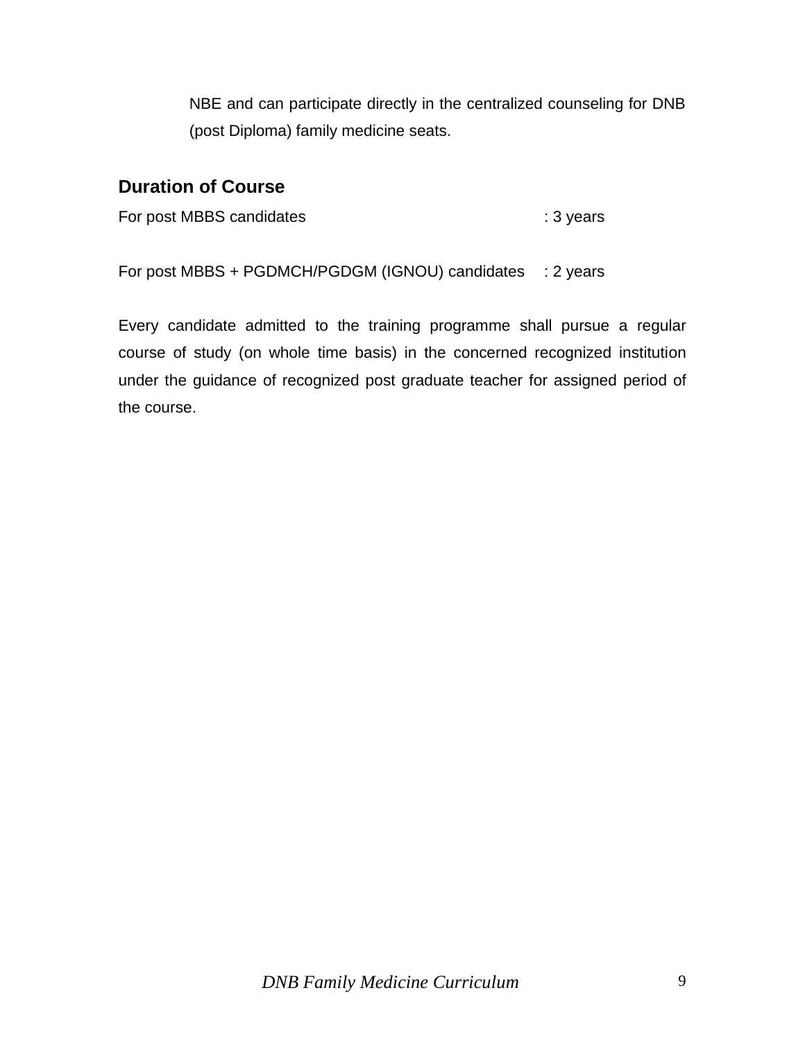NBE and can participate directly in the centralized counseling for DNB (post Diploma) family medicine seats.

## Duration of Course

For post MBBS candidates : 3 years

For post MBBS + PGDMCH/PGDGM (IGNOU) candidates : 2 years

Every candidate admitted to the training programme shall pursue a regular course of study (on whole time basis) in the concerned recognized institution under the guidance of recognized post graduate teacher for assigned period of the course.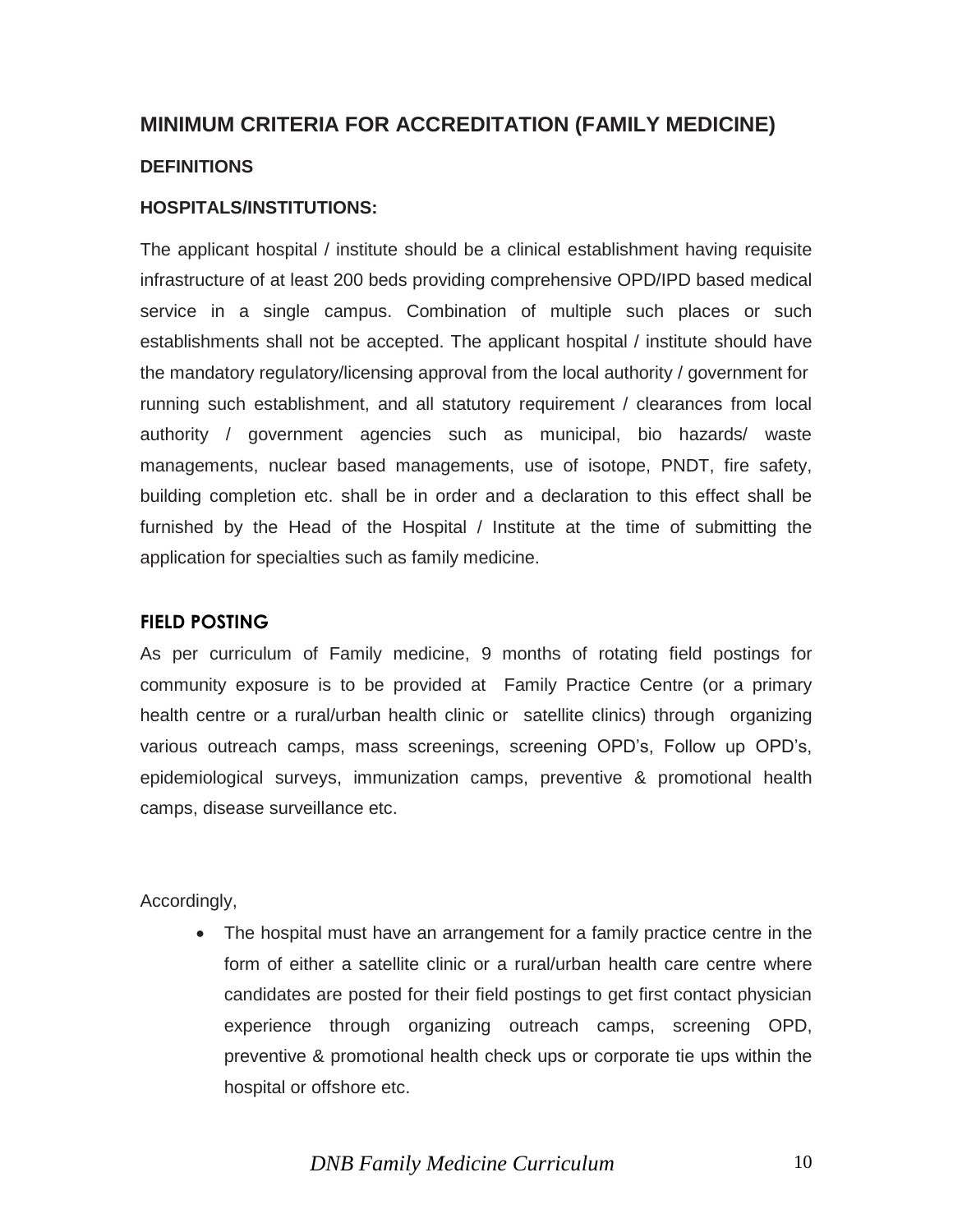## MINIMUM CRITERIA FOR ACCREDITATION (FAMILY MEDICINE)

### DEFINITIONS

### HOSPITALS/INSTITUTIONS:

The applicant hospital / institute should be a clinical establishment having requisite infrastructure of at least 200 beds providing comprehensive OPD/IPD based medical service in a single campus. Combination of multiple such places or such establishments shall not be accepted. The applicant hospital / institute should have the mandatory regulatory/licensing approval from the local authority / government for running such establishment, and all statutory requirement / clearances from local authority / government agencies such as municipal, bio hazards/ waste managements, nuclear based managements, use of isotope, PNDT, fire safety, building completion etc. shall be in order and a declaration to this effect shall be furnished by the Head of the Hospital / Institute at the time of submitting the application for specialties such as family medicine.

### FIELD POSTING

As per curriculum of Family medicine, 9 months of rotating field postings for community exposure is to be provided at Family Practice Centre (or a primary health centre or a rural/urban health clinic or satellite clinics) through organizing various outreach camps, mass screenings, screening OPD's, Follow up OPD's, epidemiological surveys, immunization camps, preventive & promotional health camps, disease surveillance etc.

Accordingly,

- The hospital must have an arrangement for a family practice centre in the form of either a satellite clinic or a rural/urban health care centre where candidates are posted for their field postings to get first contact physician experience through organizing outreach camps, screening OPD, preventive & promotional health check ups or corporate tie ups within the hospital or offshore etc.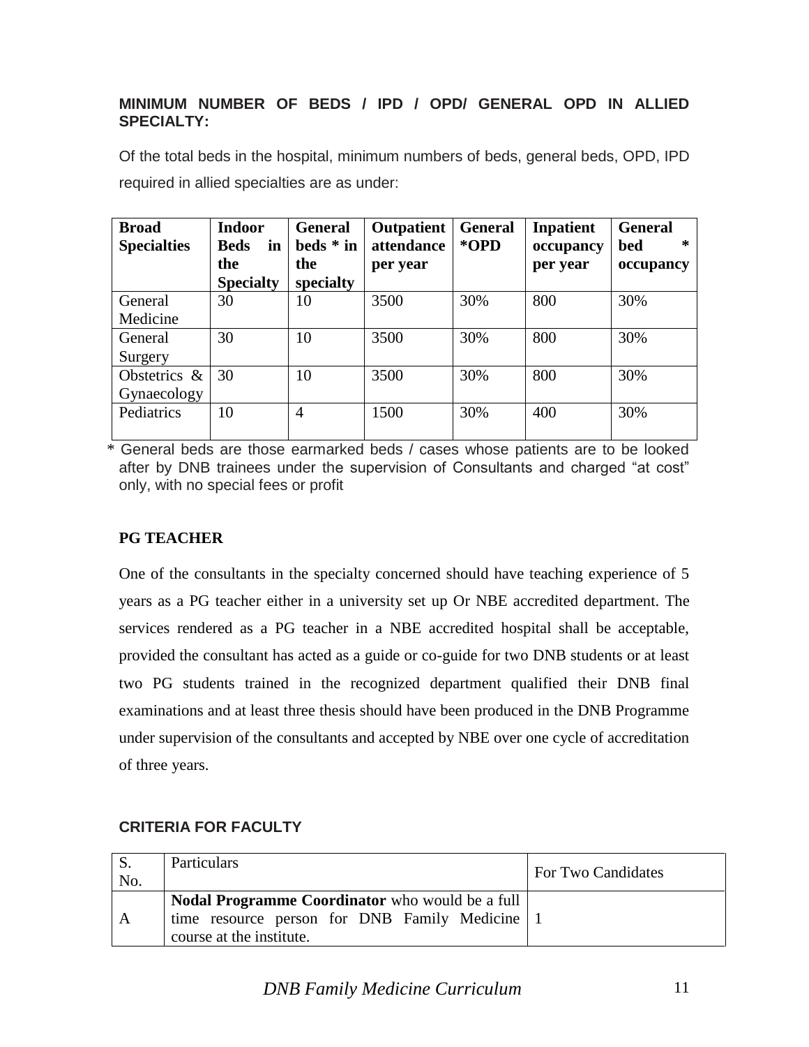**MINIMUM NUMBER OF BEDS / IPD / OPD/ GENERAL OPD IN ALLIED SPECIALTY:**

Of the total beds in the hospital, minimum numbers of beds, general beds, OPD, IPD required in allied specialties are as under:

| Broad Specialties | Indoor Beds in the Specialty | General beds * in the specialty | Outpatient attendance per year | General *OPD | Inpatient occupancy per year | General bed * occupancy |
|---|---|---|---|---|---|---|
| General Medicine | 30 | 10 | 3500 | 30% | 800 | 30% |
| General Surgery | 30 | 10 | 3500 | 30% | 800 | 30% |
| Obstetrics & Gynaecology | 30 | 10 | 3500 | 30% | 800 | 30% |
| Pediatrics | 10 | 4 | 1500 | 30% | 400 | 30% |

* General beds are those earmarked beds / cases whose patients are to be looked after by DNB trainees under the supervision of Consultants and charged "at cost" only, with no special fees or profit

**PG TEACHER**

One of the consultants in the specialty concerned should have teaching experience of 5 years as a PG teacher either in a university set up Or NBE accredited department. The services rendered as a PG teacher in a NBE accredited hospital shall be acceptable, provided the consultant has acted as a guide or co-guide for two DNB students or at least two PG students trained in the recognized department qualified their DNB final examinations and at least three thesis should have been produced in the DNB Programme under supervision of the consultants and accepted by NBE over one cycle of accreditation of three years.

**CRITERIA FOR FACULTY**

| S. No. | Particulars | For Two Candidates |
|---|---|---|
| A | **Nodal Programme Coordinator** who would be a full time resource person for DNB Family Medicine course at the institute. | 1 |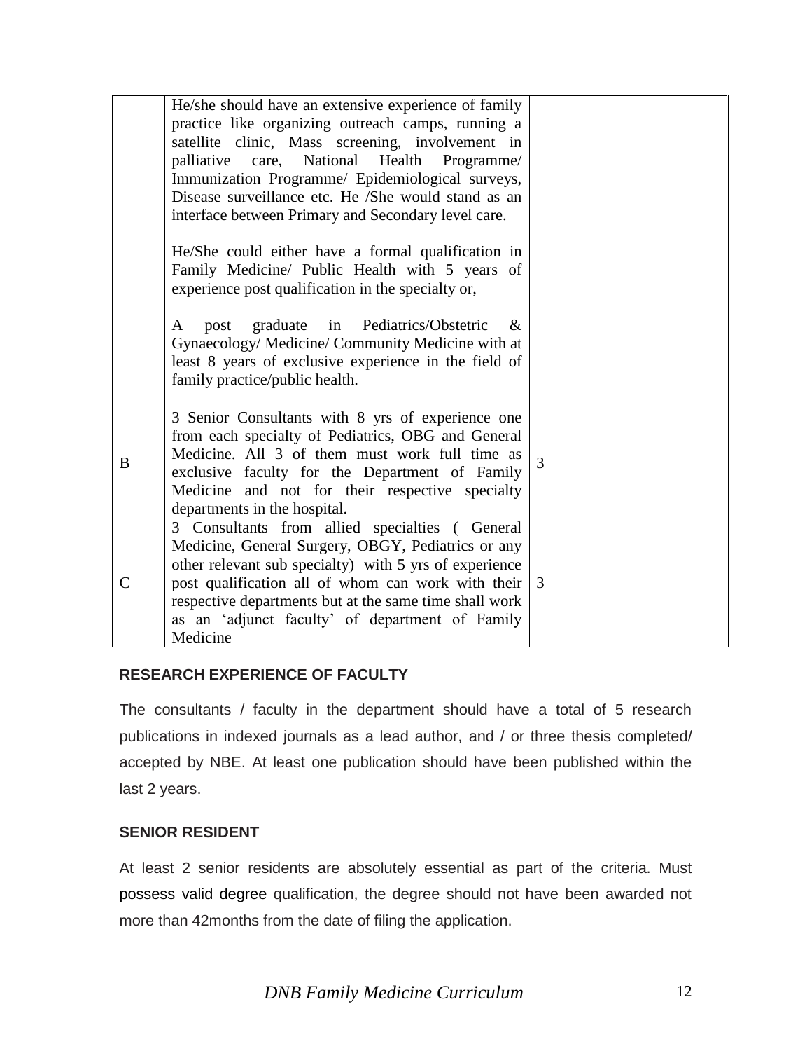|   |   |   |
|---|---|---|
|   | He/she should have an extensive experience of family practice like organizing outreach camps, running a satellite clinic, Mass screening, involvement in palliative care, National Health Programme/ Immunization Programme/ Epidemiological surveys, Disease surveillance etc. He /She would stand as an interface between Primary and Secondary level care.<br><br>He/She could either have a formal qualification in Family Medicine/ Public Health with 5 years of experience post qualification in the specialty or,<br><br>A post graduate in Pediatrics/Obstetric & Gynaecology/ Medicine/ Community Medicine with at least 8 years of exclusive experience in the field of family practice/public health. |   |
| B | 3 Senior Consultants with 8 yrs of experience one from each specialty of Pediatrics, OBG and General Medicine. All 3 of them must work full time as exclusive faculty for the Department of Family Medicine and not for their respective specialty departments in the hospital. | 3 |
| C | 3 Consultants from allied specialties ( General Medicine, General Surgery, OBGY, Pediatrics or any other relevant sub specialty) with 5 yrs of experience post qualification all of whom can work with their respective departments but at the same time shall work as an 'adjunct faculty' of department of Family Medicine | 3 |

**RESEARCH EXPERIENCE OF FACULTY**

The consultants / faculty in the department should have a total of 5 research publications in indexed journals as a lead author, and / or three thesis completed/ accepted by NBE. At least one publication should have been published within the last 2 years.

**SENIOR RESIDENT**

At least 2 senior residents are absolutely essential as part of the criteria. Must possess valid degree qualification, the degree should not have been awarded not more than 42months from the date of filing the application.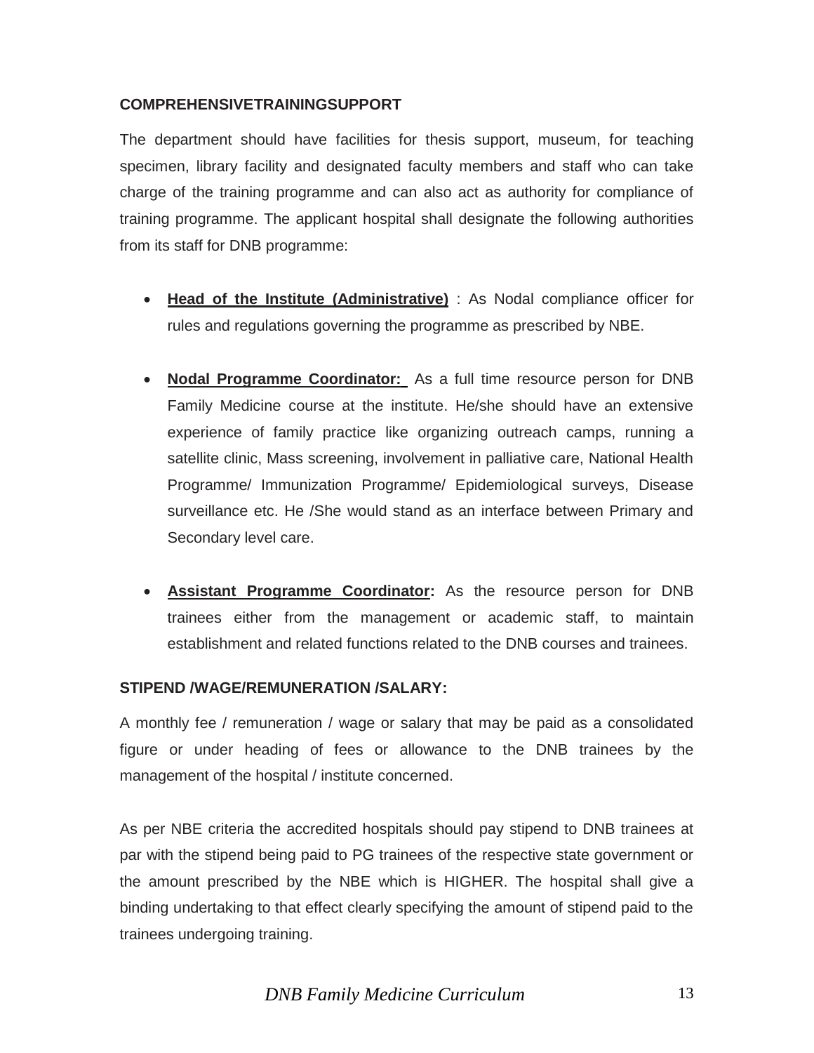### COMPREHENSIVETRAININGSUPPORT

The department should have facilities for thesis support, museum, for teaching specimen, library facility and designated faculty members and staff who can take charge of the training programme and can also act as authority for compliance of training programme. The applicant hospital shall designate the following authorities from its staff for DNB programme:

- **Head of the Institute (Administrative)** : As Nodal compliance officer for rules and regulations governing the programme as prescribed by NBE.

- **Nodal Programme Coordinator:** As a full time resource person for DNB Family Medicine course at the institute. He/she should have an extensive experience of family practice like organizing outreach camps, running a satellite clinic, Mass screening, involvement in palliative care, National Health Programme/ Immunization Programme/ Epidemiological surveys, Disease surveillance etc. He /She would stand as an interface between Primary and Secondary level care.

- **Assistant Programme Coordinator:** As the resource person for DNB trainees either from the management or academic staff, to maintain establishment and related functions related to the DNB courses and trainees.

### STIPEND /WAGE/REMUNERATION /SALARY:

A monthly fee / remuneration / wage or salary that may be paid as a consolidated figure or under heading of fees or allowance to the DNB trainees by the management of the hospital / institute concerned.

As per NBE criteria the accredited hospitals should pay stipend to DNB trainees at par with the stipend being paid to PG trainees of the respective state government or the amount prescribed by the NBE which is HIGHER. The hospital shall give a binding undertaking to that effect clearly specifying the amount of stipend paid to the trainees undergoing training.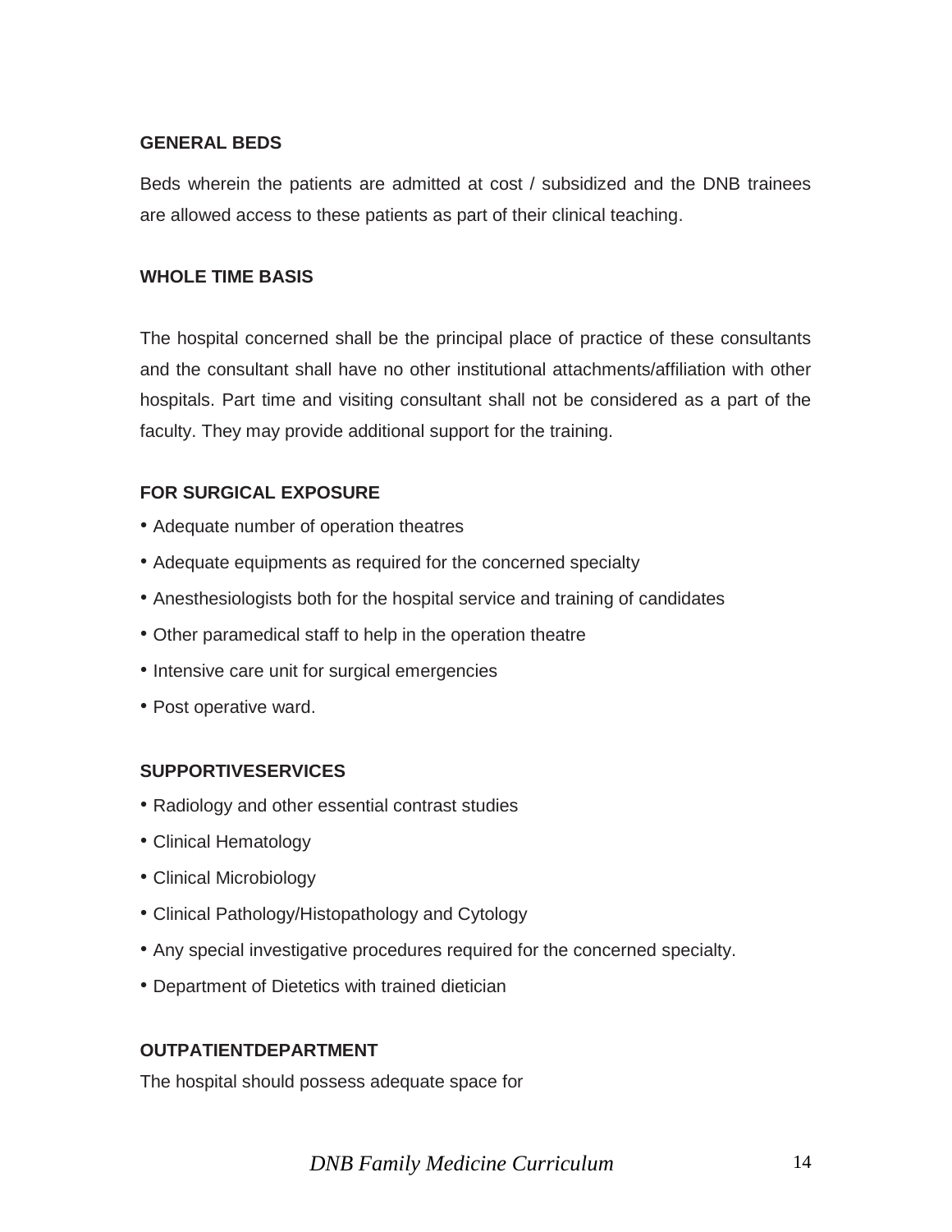### GENERAL BEDS

Beds wherein the patients are admitted at cost / subsidized and the DNB trainees are allowed access to these patients as part of their clinical teaching.

### WHOLE TIME BASIS

The hospital concerned shall be the principal place of practice of these consultants and the consultant shall have no other institutional attachments/affiliation with other hospitals. Part time and visiting consultant shall not be considered as a part of the faculty. They may provide additional support for the training.

### FOR SURGICAL EXPOSURE

- Adequate number of operation theatres
- Adequate equipments as required for the concerned specialty
- Anesthesiologists both for the hospital service and training of candidates
- Other paramedical staff to help in the operation theatre
- Intensive care unit for surgical emergencies
- Post operative ward.

### SUPPORTIVESERVICES

- Radiology and other essential contrast studies
- Clinical Hematology
- Clinical Microbiology
- Clinical Pathology/Histopathology and Cytology
- Any special investigative procedures required for the concerned specialty.
- Department of Dietetics with trained dietician

### OUTPATIENTDEPARTMENT

The hospital should possess adequate space for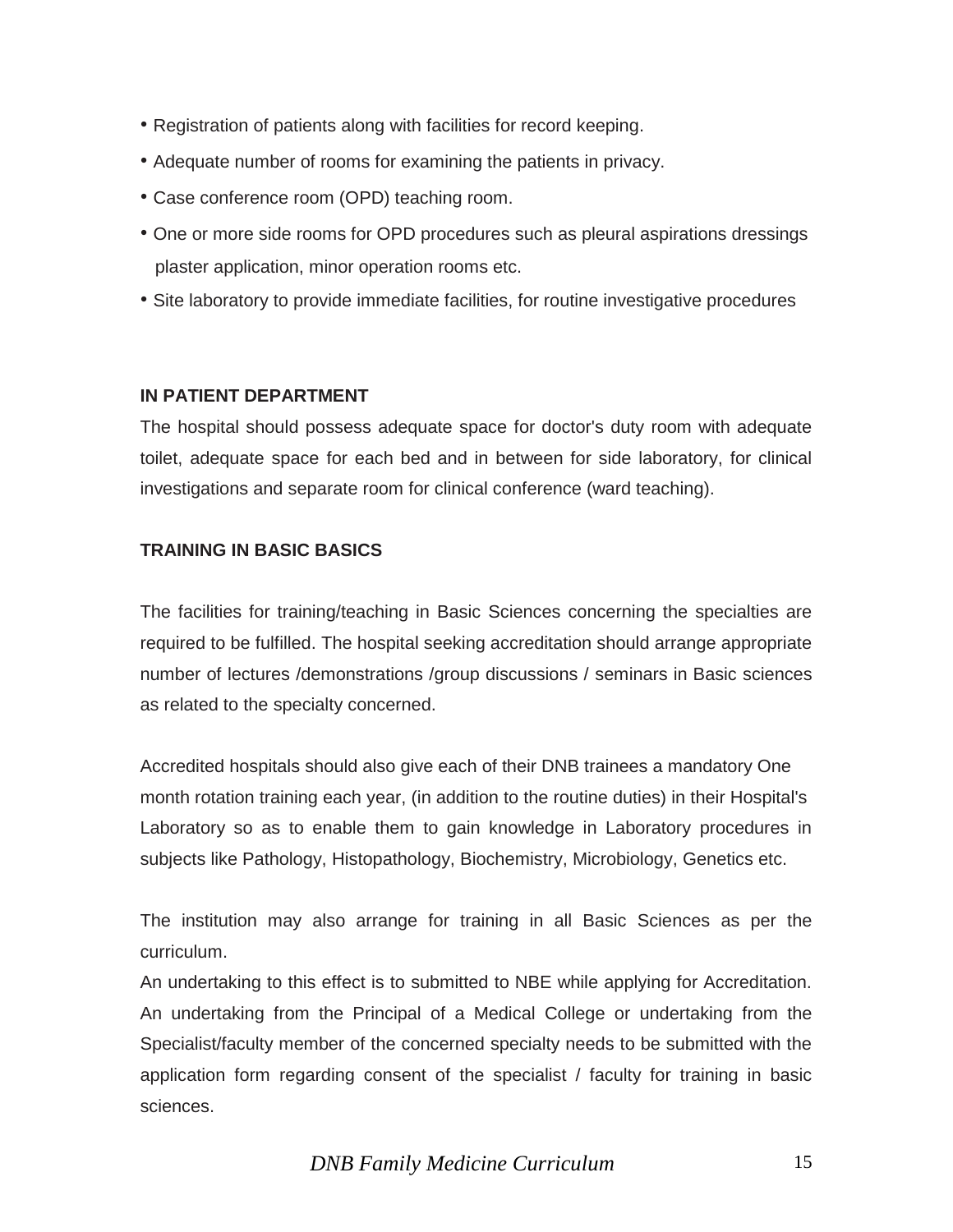- Registration of patients along with facilities for record keeping.
- Adequate number of rooms for examining the patients in privacy.
- Case conference room (OPD) teaching room.
- One or more side rooms for OPD procedures such as pleural aspirations dressings plaster application, minor operation rooms etc.
- Site laboratory to provide immediate facilities, for routine investigative procedures

**IN PATIENT DEPARTMENT**

The hospital should possess adequate space for doctor's duty room with adequate toilet, adequate space for each bed and in between for side laboratory, for clinical investigations and separate room for clinical conference (ward teaching).

**TRAINING IN BASIC BASICS**

The facilities for training/teaching in Basic Sciences concerning the specialties are required to be fulfilled. The hospital seeking accreditation should arrange appropriate number of lectures /demonstrations /group discussions / seminars in Basic sciences as related to the specialty concerned.

Accredited hospitals should also give each of their DNB trainees a mandatory One month rotation training each year, (in addition to the routine duties) in their Hospital's Laboratory so as to enable them to gain knowledge in Laboratory procedures in subjects like Pathology, Histopathology, Biochemistry, Microbiology, Genetics etc.

The institution may also arrange for training in all Basic Sciences as per the curriculum.

An undertaking to this effect is to submitted to NBE while applying for Accreditation. An undertaking from the Principal of a Medical College or undertaking from the Specialist/faculty member of the concerned specialty needs to be submitted with the application form regarding consent of the specialist / faculty for training in basic sciences.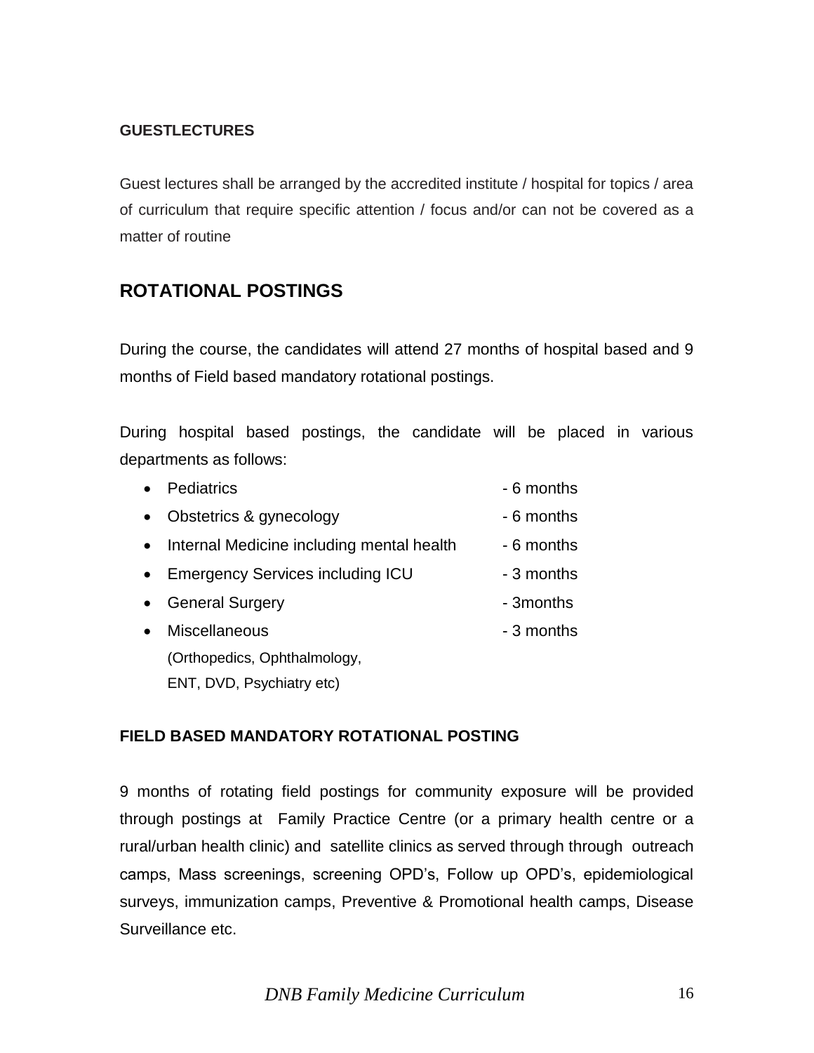**GUESTLECTURES**

Guest lectures shall be arranged by the accredited institute / hospital for topics / area of curriculum that require specific attention / focus and/or can not be covered as a matter of routine

## ROTATIONAL POSTINGS

During the course, the candidates will attend 27 months of hospital based and 9 months of Field based mandatory rotational postings.

During hospital based postings, the candidate will be placed in various departments as follows:

- Pediatrics - 6 months
- Obstetrics & gynecology - 6 months
- Internal Medicine including mental health - 6 months
- Emergency Services including ICU - 3 months
- General Surgery - 3months
- Miscellaneous - 3 months
  (Orthopedics, Ophthalmology,
  ENT, DVD, Psychiatry etc)

**FIELD BASED MANDATORY ROTATIONAL POSTING**

9 months of rotating field postings for community exposure will be provided through postings at Family Practice Centre (or a primary health centre or a rural/urban health clinic) and satellite clinics as served through through outreach camps, Mass screenings, screening OPD's, Follow up OPD's, epidemiological surveys, immunization camps, Preventive & Promotional health camps, Disease Surveillance etc.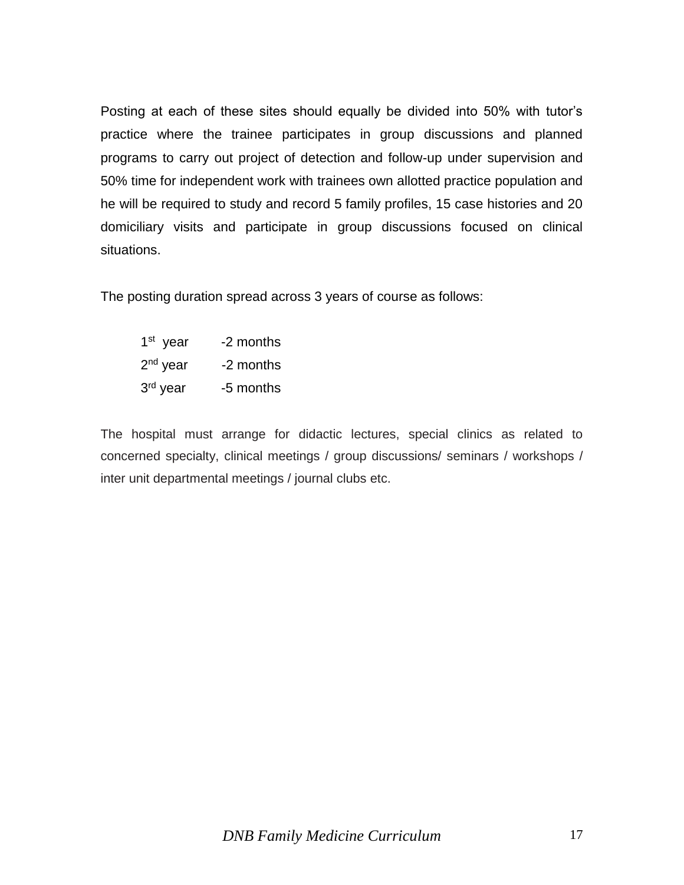Posting at each of these sites should equally be divided into 50% with tutor's practice where the trainee participates in group discussions and planned programs to carry out project of detection and follow-up under supervision and 50% time for independent work with trainees own allotted practice population and he will be required to study and record 5 family profiles, 15 case histories and 20 domiciliary visits and participate in group discussions focused on clinical situations.

The posting duration spread across 3 years of course as follows:

| | |
|---|---|
| 1st year | -2 months |
| 2nd year | -2 months |
| 3rd year | -5 months |

The hospital must arrange for didactic lectures, special clinics as related to concerned specialty, clinical meetings / group discussions/ seminars / workshops / inter unit departmental meetings / journal clubs etc.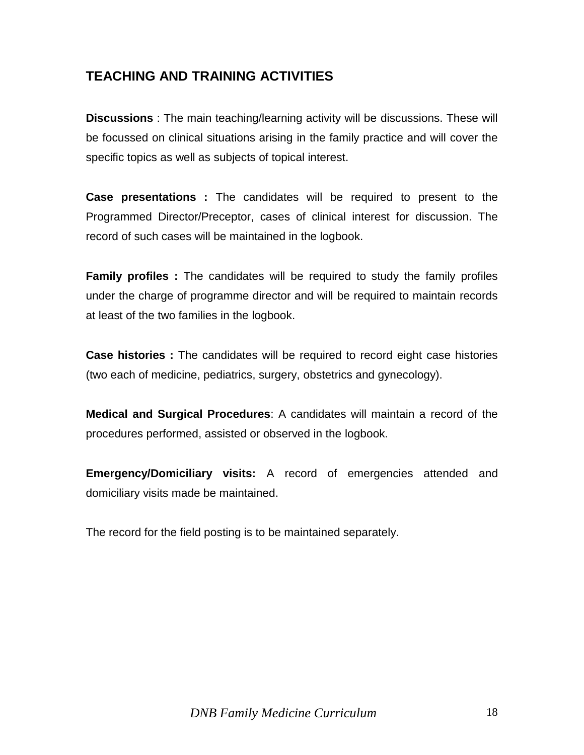## TEACHING AND TRAINING ACTIVITIES

**Discussions** : The main teaching/learning activity will be discussions. These will be focussed on clinical situations arising in the family practice and will cover the specific topics as well as subjects of topical interest.

**Case presentations :** The candidates will be required to present to the Programmed Director/Preceptor, cases of clinical interest for discussion. The record of such cases will be maintained in the logbook.

**Family profiles :** The candidates will be required to study the family profiles under the charge of programme director and will be required to maintain records at least of the two families in the logbook.

**Case histories :** The candidates will be required to record eight case histories (two each of medicine, pediatrics, surgery, obstetrics and gynecology).

**Medical and Surgical Procedures**: A candidates will maintain a record of the procedures performed, assisted or observed in the logbook.

**Emergency/Domiciliary visits:** A record of emergencies attended and domiciliary visits made be maintained.

The record for the field posting is to be maintained separately.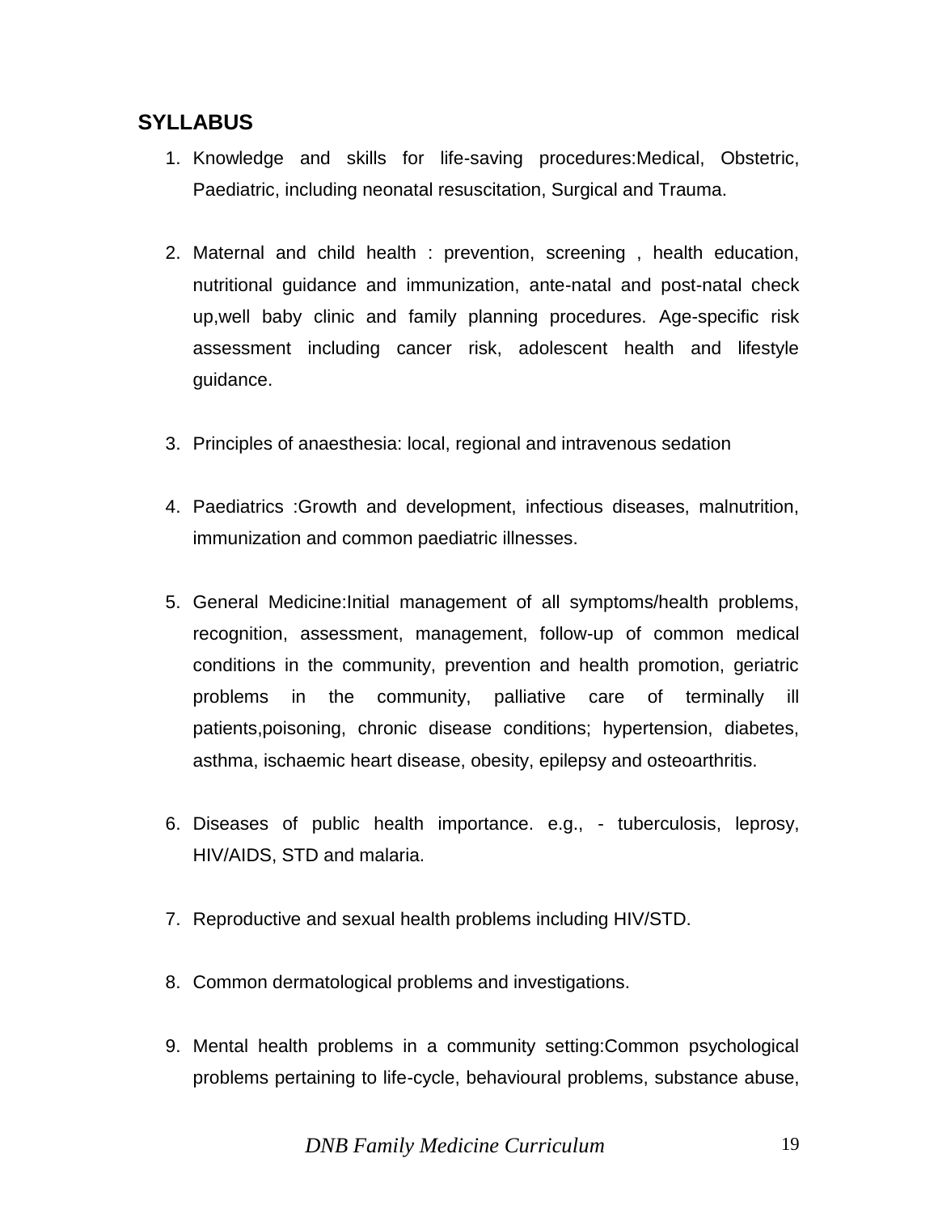## SYLLABUS

1. Knowledge and skills for life-saving procedures:Medical, Obstetric, Paediatric, including neonatal resuscitation, Surgical and Trauma.

2. Maternal and child health : prevention, screening , health education, nutritional guidance and immunization, ante-natal and post-natal check up,well baby clinic and family planning procedures. Age-specific risk assessment including cancer risk, adolescent health and lifestyle guidance.

3. Principles of anaesthesia: local, regional and intravenous sedation

4. Paediatrics :Growth and development, infectious diseases, malnutrition, immunization and common paediatric illnesses.

5. General Medicine:Initial management of all symptoms/health problems, recognition, assessment, management, follow-up of common medical conditions in the community, prevention and health promotion, geriatric problems in the community, palliative care of terminally ill patients,poisoning, chronic disease conditions; hypertension, diabetes, asthma, ischaemic heart disease, obesity, epilepsy and osteoarthritis.

6. Diseases of public health importance. e.g., - tuberculosis, leprosy, HIV/AIDS, STD and malaria.

7. Reproductive and sexual health problems including HIV/STD.

8. Common dermatological problems and investigations.

9. Mental health problems in a community setting:Common psychological problems pertaining to life-cycle, behavioural problems, substance abuse,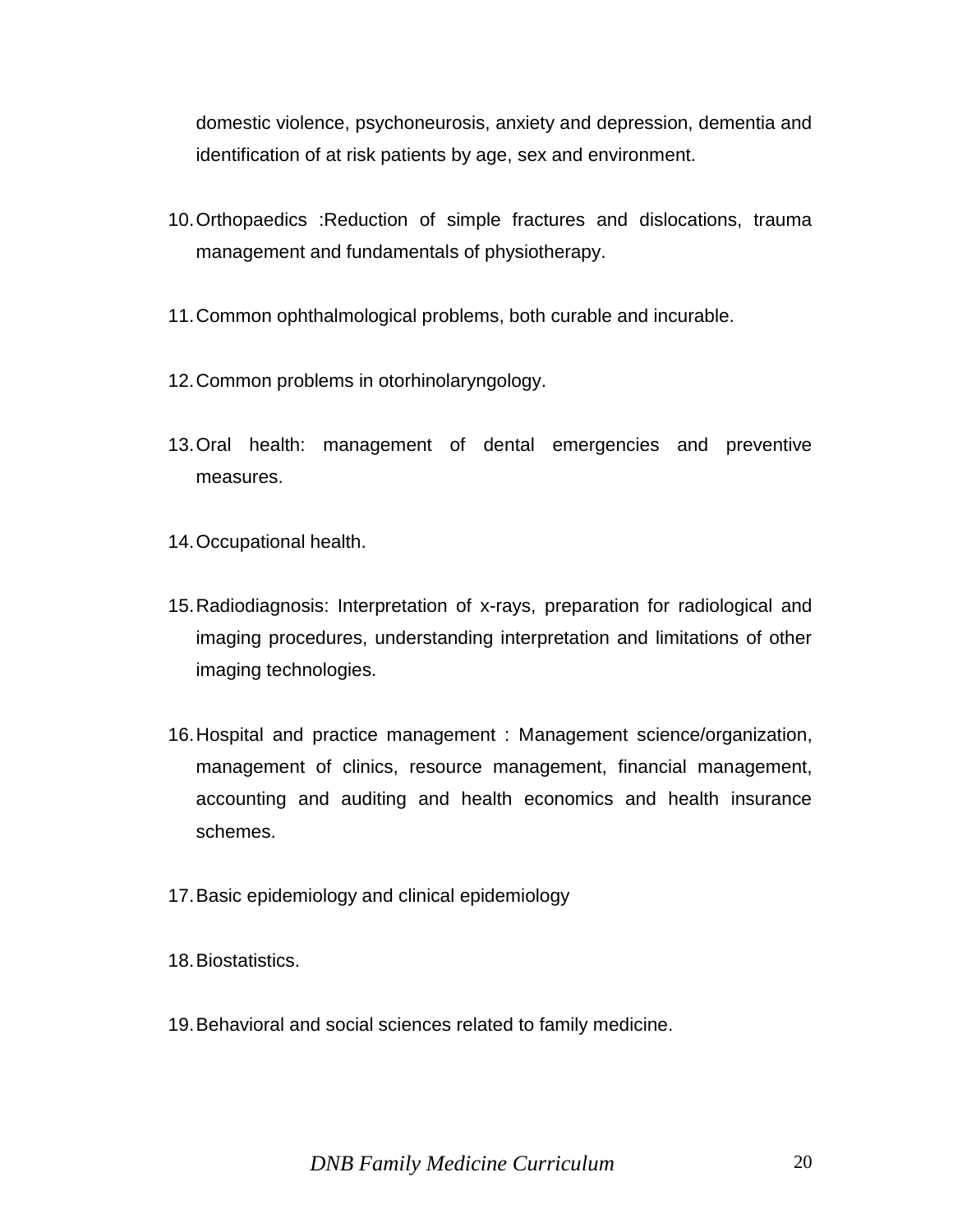domestic violence, psychoneurosis, anxiety and depression, dementia and identification of at risk patients by age, sex and environment.

10. Orthopaedics :Reduction of simple fractures and dislocations, trauma management and fundamentals of physiotherapy.

11. Common ophthalmological problems, both curable and incurable.

12. Common problems in otorhinolaryngology.

13. Oral health: management of dental emergencies and preventive measures.

14. Occupational health.

15. Radiodiagnosis: Interpretation of x-rays, preparation for radiological and imaging procedures, understanding interpretation and limitations of other imaging technologies.

16. Hospital and practice management : Management science/organization, management of clinics, resource management, financial management, accounting and auditing and health economics and health insurance schemes.

17. Basic epidemiology and clinical epidemiology

18. Biostatistics.

19. Behavioral and social sciences related to family medicine.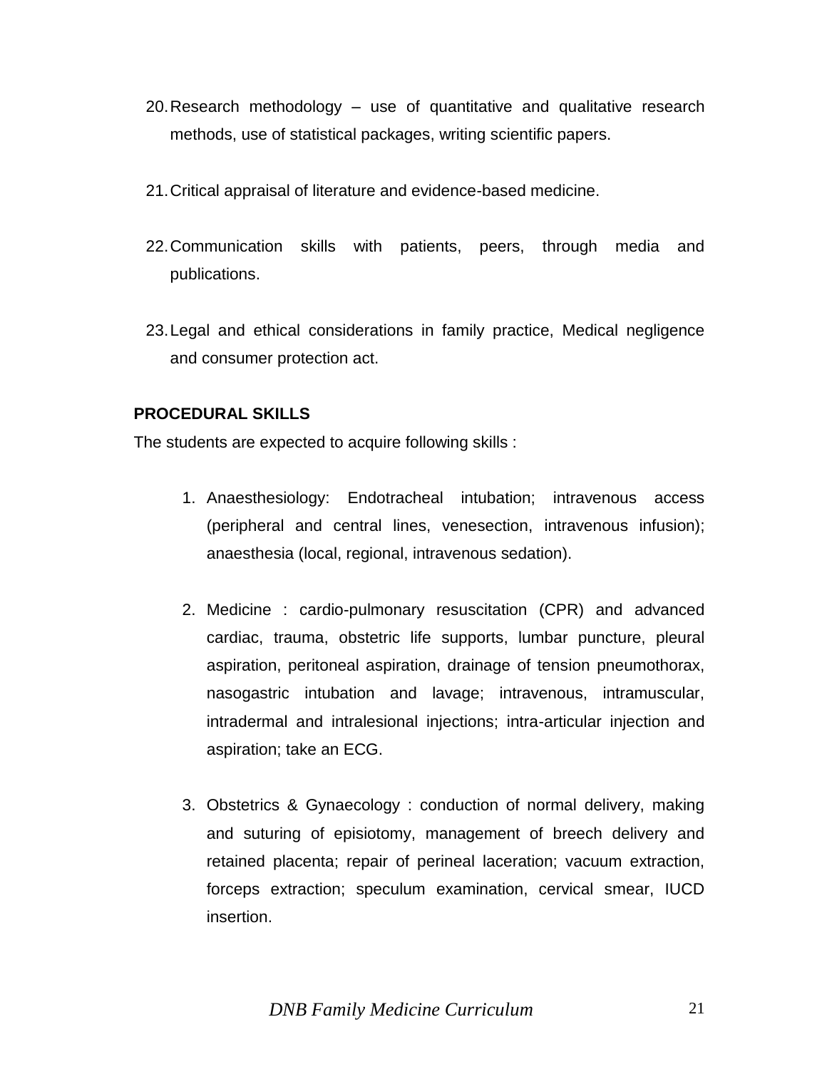20. Research methodology – use of quantitative and qualitative research methods, use of statistical packages, writing scientific papers.

21. Critical appraisal of literature and evidence-based medicine.

22. Communication skills with patients, peers, through media and publications.

23. Legal and ethical considerations in family practice, Medical negligence and consumer protection act.

**PROCEDURAL SKILLS**

The students are expected to acquire following skills :

1. Anaesthesiology: Endotracheal intubation; intravenous access (peripheral and central lines, venesection, intravenous infusion); anaesthesia (local, regional, intravenous sedation).

2. Medicine : cardio-pulmonary resuscitation (CPR) and advanced cardiac, trauma, obstetric life supports, lumbar puncture, pleural aspiration, peritoneal aspiration, drainage of tension pneumothorax, nasogastric intubation and lavage; intravenous, intramuscular, intradermal and intralesional injections; intra-articular injection and aspiration; take an ECG.

3. Obstetrics & Gynaecology : conduction of normal delivery, making and suturing of episiotomy, management of breech delivery and retained placenta; repair of perineal laceration; vacuum extraction, forceps extraction; speculum examination, cervical smear, IUCD insertion.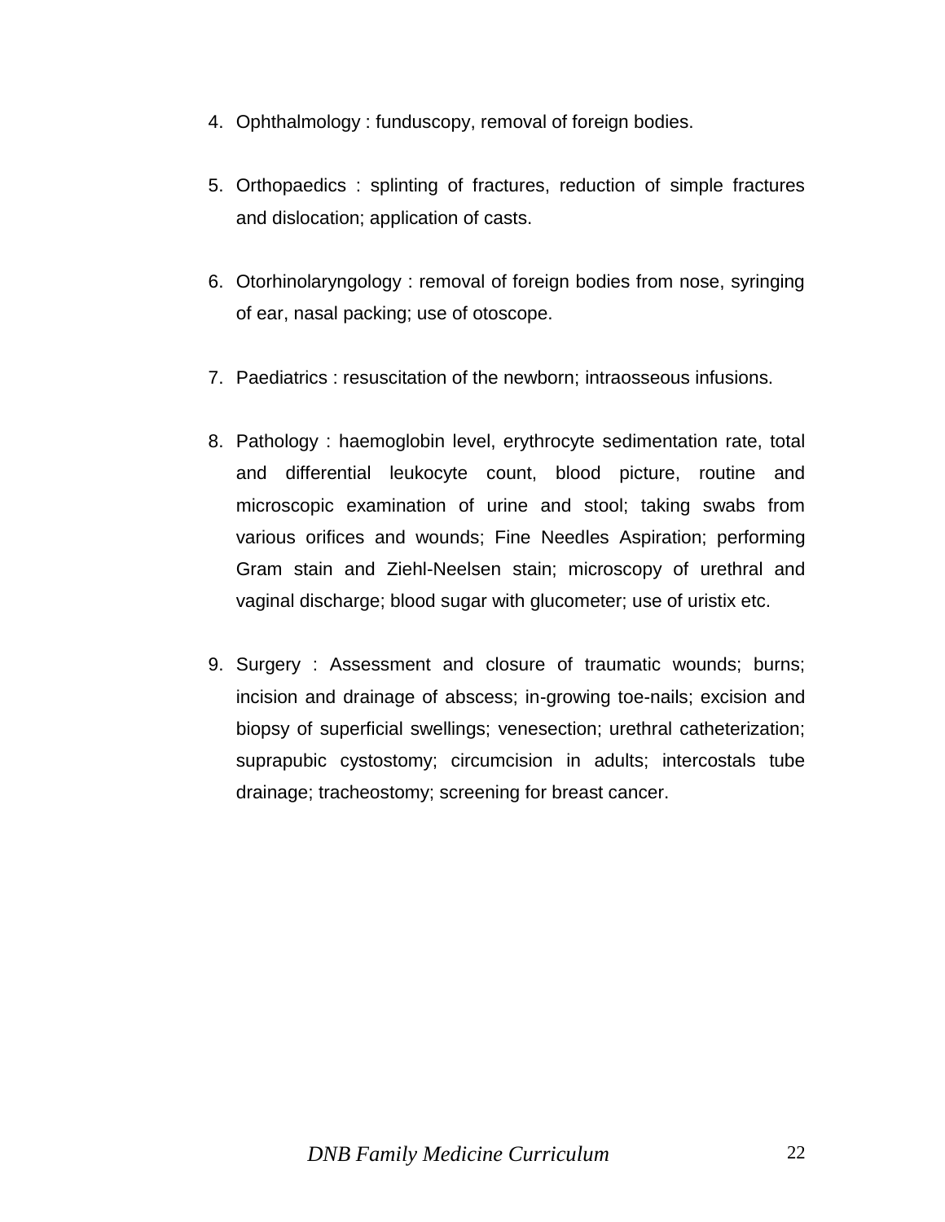4. Ophthalmology : funduscopy, removal of foreign bodies.

5. Orthopaedics : splinting of fractures, reduction of simple fractures and dislocation; application of casts.

6. Otorhinolaryngology : removal of foreign bodies from nose, syringing of ear, nasal packing; use of otoscope.

7. Paediatrics : resuscitation of the newborn; intraosseous infusions.

8. Pathology : haemoglobin level, erythrocyte sedimentation rate, total and differential leukocyte count, blood picture, routine and microscopic examination of urine and stool; taking swabs from various orifices and wounds; Fine Needles Aspiration; performing Gram stain and Ziehl-Neelsen stain; microscopy of urethral and vaginal discharge; blood sugar with glucometer; use of uristix etc.

9. Surgery : Assessment and closure of traumatic wounds; burns; incision and drainage of abscess; in-growing toe-nails; excision and biopsy of superficial swellings; venesection; urethral catheterization; suprapubic cystostomy; circumcision in adults; intercostals tube drainage; tracheostomy; screening for breast cancer.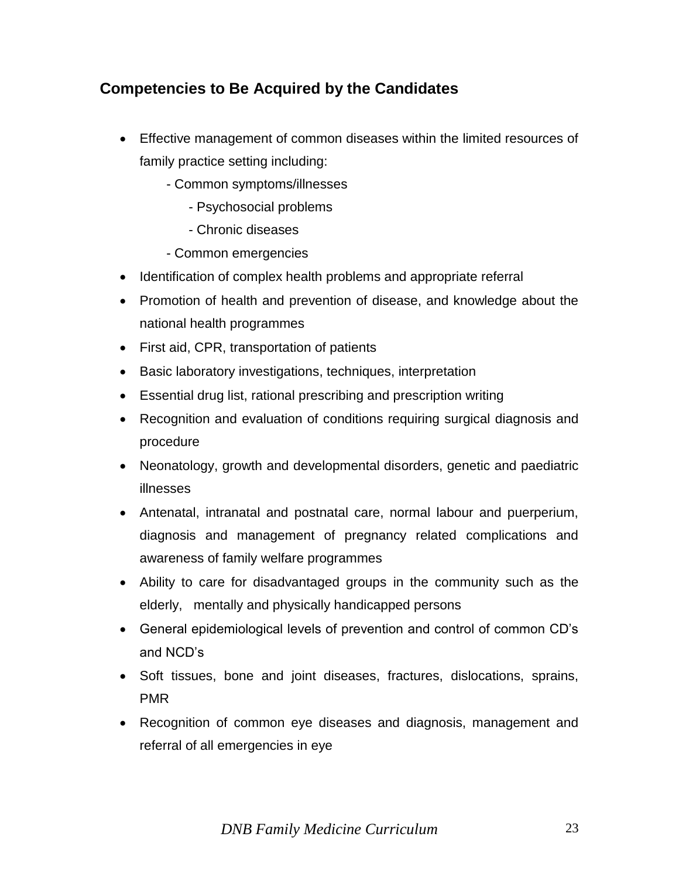## Competencies to Be Acquired by the Candidates

- Effective management of common diseases within the limited resources of family practice setting including:
  - Common symptoms/illnesses
    - Psychosocial problems
    - Chronic diseases
  - Common emergencies
- Identification of complex health problems and appropriate referral
- Promotion of health and prevention of disease, and knowledge about the national health programmes
- First aid, CPR, transportation of patients
- Basic laboratory investigations, techniques, interpretation
- Essential drug list, rational prescribing and prescription writing
- Recognition and evaluation of conditions requiring surgical diagnosis and procedure
- Neonatology, growth and developmental disorders, genetic and paediatric illnesses
- Antenatal, intranatal and postnatal care, normal labour and puerperium, diagnosis and management of pregnancy related complications and awareness of family welfare programmes
- Ability to care for disadvantaged groups in the community such as the elderly, mentally and physically handicapped persons
- General epidemiological levels of prevention and control of common CD's and NCD's
- Soft tissues, bone and joint diseases, fractures, dislocations, sprains, PMR
- Recognition of common eye diseases and diagnosis, management and referral of all emergencies in eye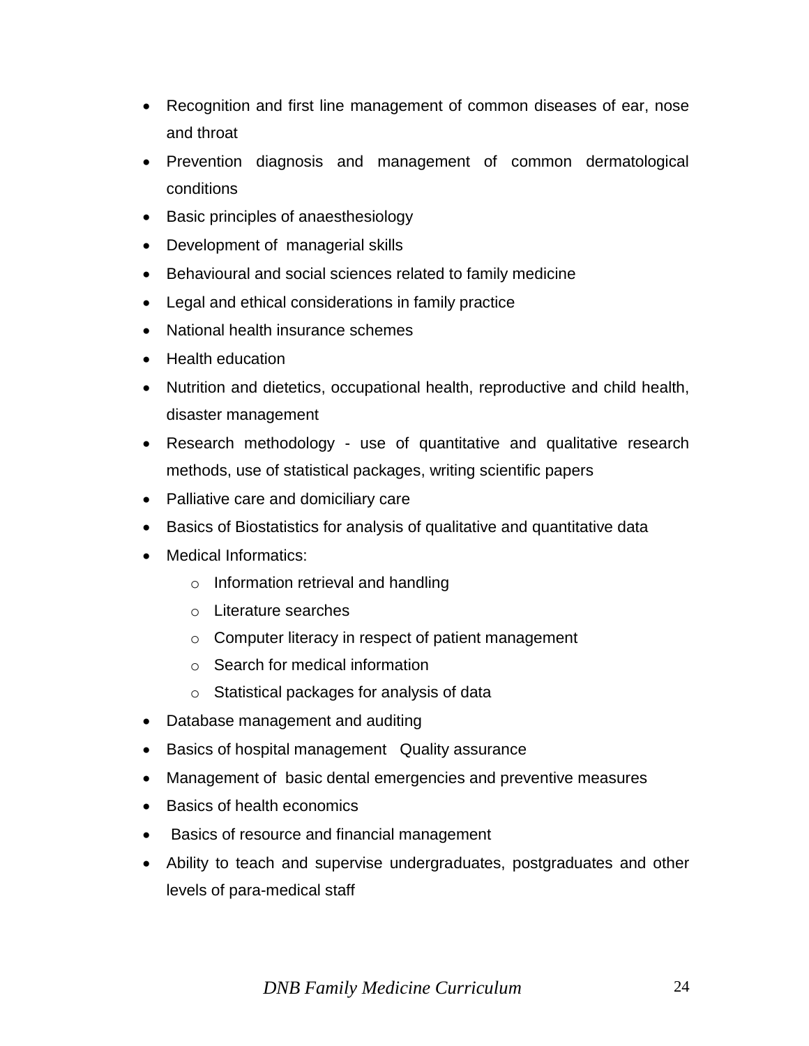- Recognition and first line management of common diseases of ear, nose and throat
- Prevention diagnosis and management of common dermatological conditions
- Basic principles of anaesthesiology
- Development of managerial skills
- Behavioural and social sciences related to family medicine
- Legal and ethical considerations in family practice
- National health insurance schemes
- Health education
- Nutrition and dietetics, occupational health, reproductive and child health, disaster management
- Research methodology - use of quantitative and qualitative research methods, use of statistical packages, writing scientific papers
- Palliative care and domiciliary care
- Basics of Biostatistics for analysis of qualitative and quantitative data
- Medical Informatics:
  - Information retrieval and handling
  - Literature searches
  - Computer literacy in respect of patient management
  - Search for medical information
  - Statistical packages for analysis of data
- Database management and auditing
- Basics of hospital management Quality assurance
- Management of basic dental emergencies and preventive measures
- Basics of health economics
- Basics of resource and financial management
- Ability to teach and supervise undergraduates, postgraduates and other levels of para-medical staff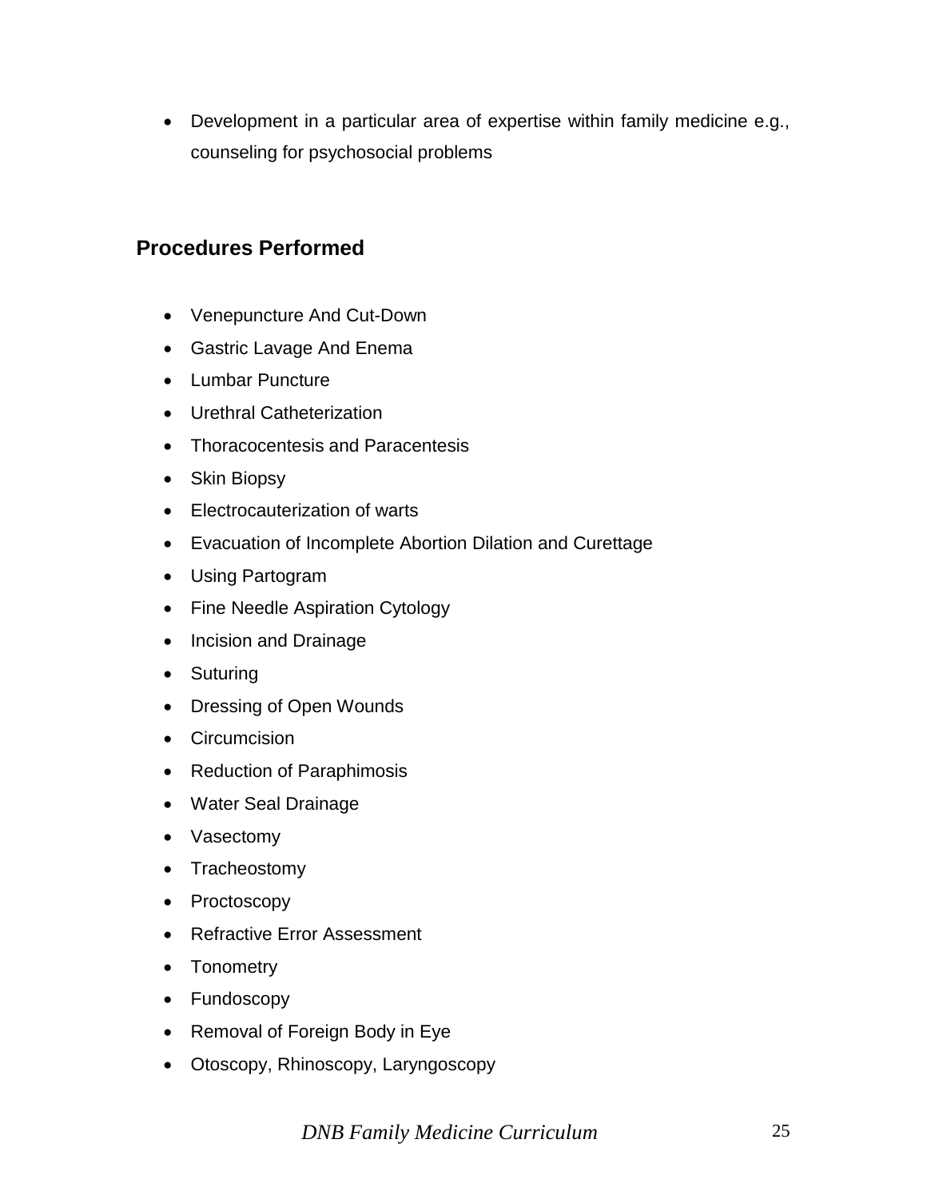- Development in a particular area of expertise within family medicine e.g., counseling for psychosocial problems

## Procedures Performed

- Venepuncture And Cut-Down
- Gastric Lavage And Enema
- Lumbar Puncture
- Urethral Catheterization
- Thoracocentesis and Paracentesis
- Skin Biopsy
- Electrocauterization of warts
- Evacuation of Incomplete Abortion Dilation and Curettage
- Using Partogram
- Fine Needle Aspiration Cytology
- Incision and Drainage
- Suturing
- Dressing of Open Wounds
- Circumcision
- Reduction of Paraphimosis
- Water Seal Drainage
- Vasectomy
- Tracheostomy
- Proctoscopy
- Refractive Error Assessment
- Tonometry
- Fundoscopy
- Removal of Foreign Body in Eye
- Otoscopy, Rhinoscopy, Laryngoscopy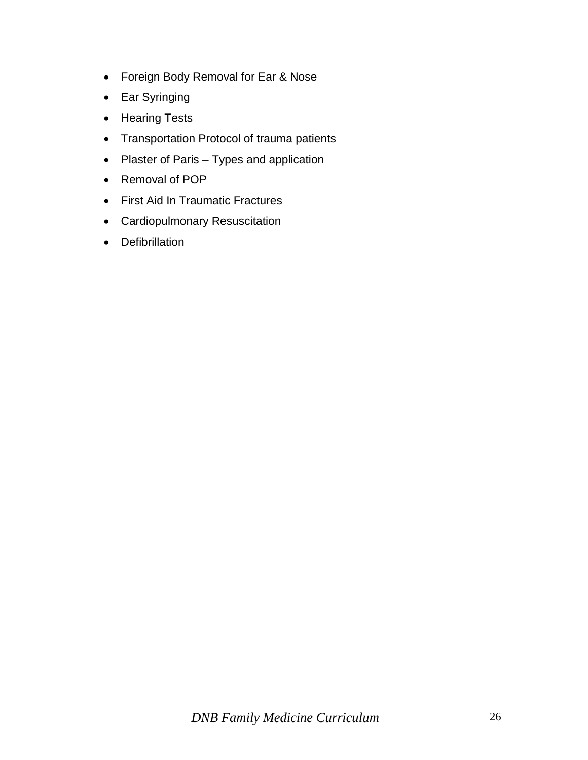- Foreign Body Removal for Ear & Nose
- Ear Syringing
- Hearing Tests
- Transportation Protocol of trauma patients
- Plaster of Paris – Types and application
- Removal of POP
- First Aid In Traumatic Fractures
- Cardiopulmonary Resuscitation
- Defibrillation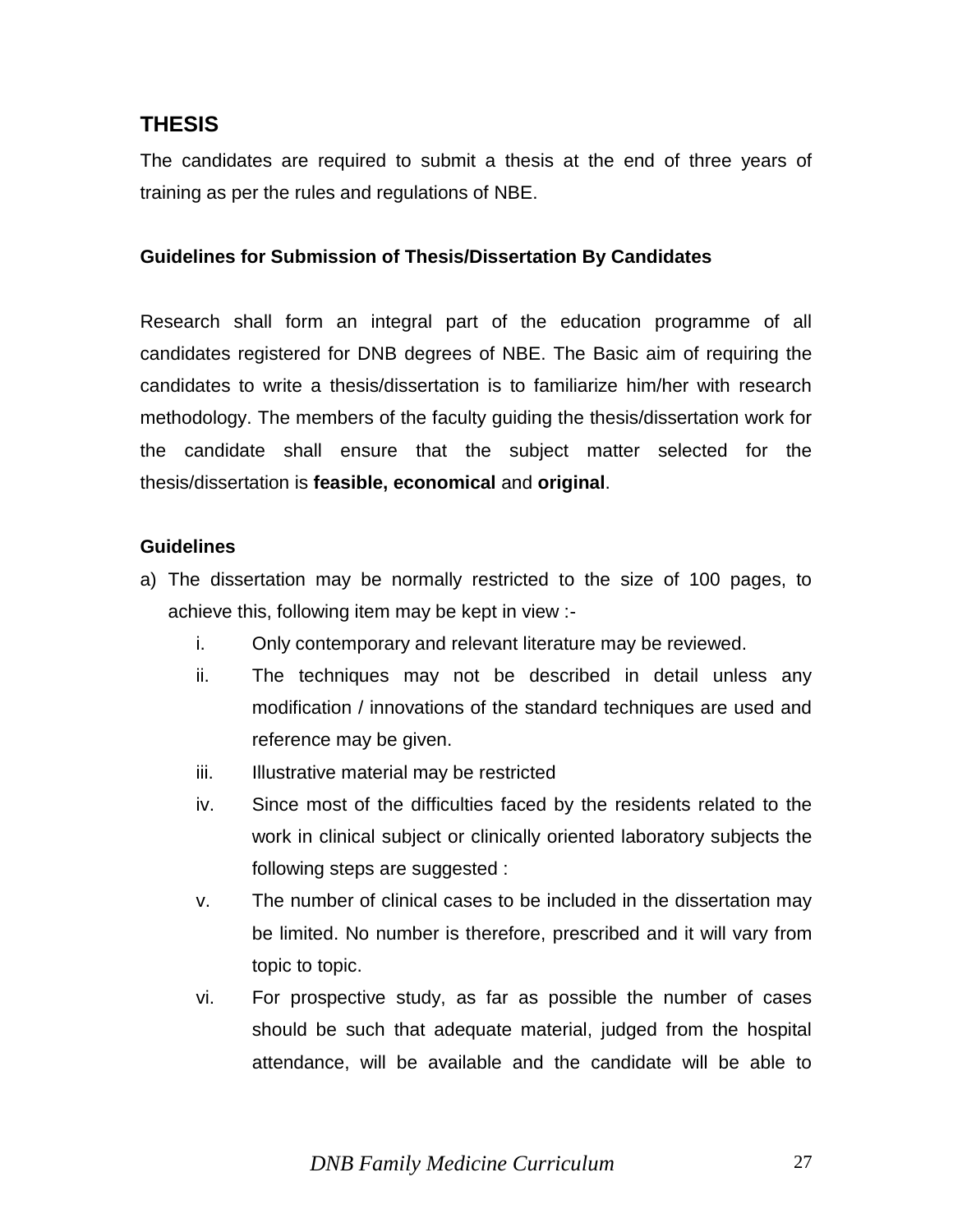## THESIS

The candidates are required to submit a thesis at the end of three years of training as per the rules and regulations of NBE.

### Guidelines for Submission of Thesis/Dissertation By Candidates

Research shall form an integral part of the education programme of all candidates registered for DNB degrees of NBE. The Basic aim of requiring the candidates to write a thesis/dissertation is to familiarize him/her with research methodology. The members of the faculty guiding the thesis/dissertation work for the candidate shall ensure that the subject matter selected for the thesis/dissertation is **feasible, economical** and **original**.

### Guidelines

a) The dissertation may be normally restricted to the size of 100 pages, to achieve this, following item may be kept in view :-

   i. Only contemporary and relevant literature may be reviewed.

   ii. The techniques may not be described in detail unless any modification / innovations of the standard techniques are used and reference may be given.

   iii. Illustrative material may be restricted

   iv. Since most of the difficulties faced by the residents related to the work in clinical subject or clinically oriented laboratory subjects the following steps are suggested :

   v. The number of clinical cases to be included in the dissertation may be limited. No number is therefore, prescribed and it will vary from topic to topic.

   vi. For prospective study, as far as possible the number of cases should be such that adequate material, judged from the hospital attendance, will be available and the candidate will be able to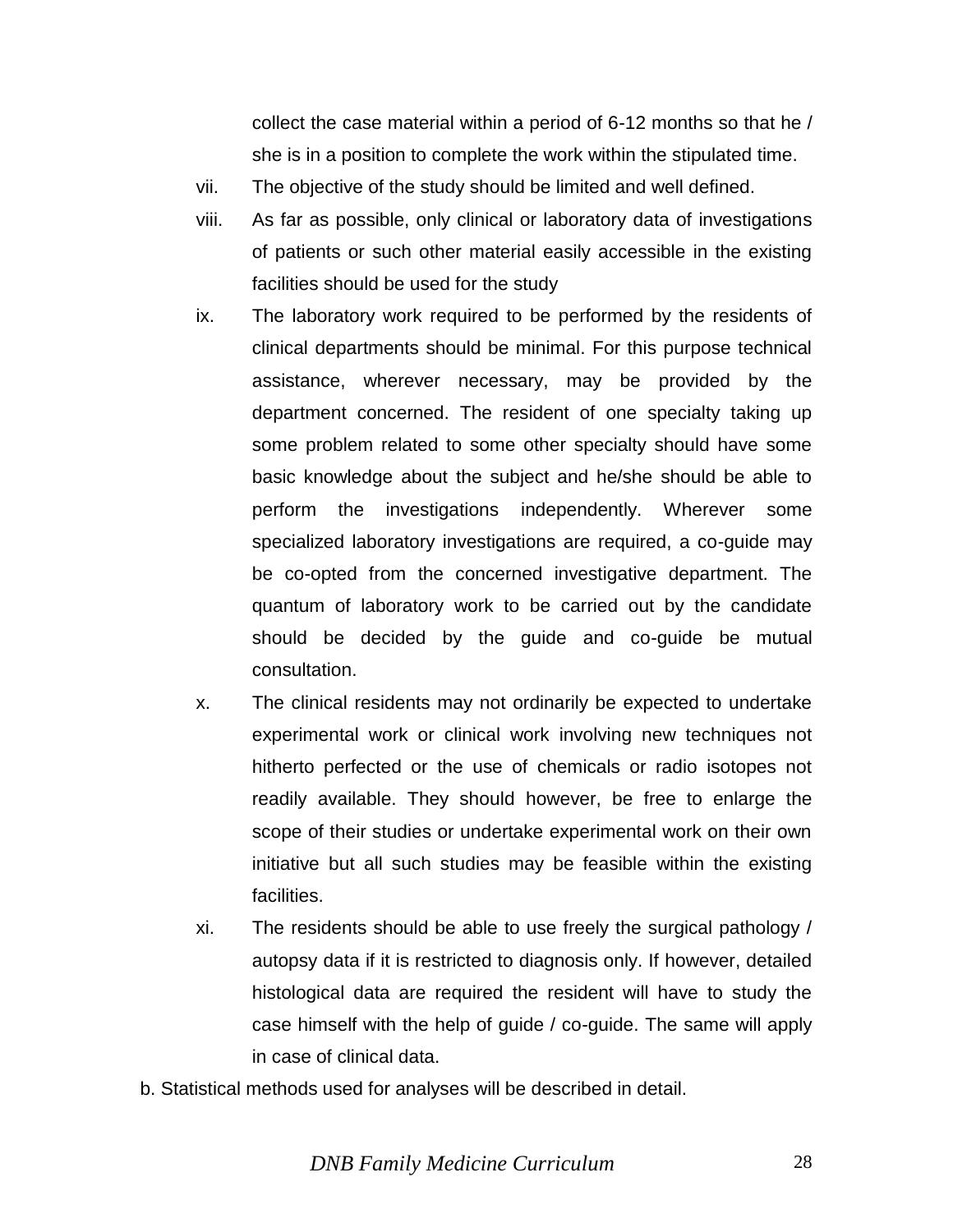collect the case material within a period of 6-12 months so that he / she is in a position to complete the work within the stipulated time.

vii. The objective of the study should be limited and well defined.

viii. As far as possible, only clinical or laboratory data of investigations of patients or such other material easily accessible in the existing facilities should be used for the study

ix. The laboratory work required to be performed by the residents of clinical departments should be minimal. For this purpose technical assistance, wherever necessary, may be provided by the department concerned. The resident of one specialty taking up some problem related to some other specialty should have some basic knowledge about the subject and he/she should be able to perform the investigations independently. Wherever some specialized laboratory investigations are required, a co-guide may be co-opted from the concerned investigative department. The quantum of laboratory work to be carried out by the candidate should be decided by the guide and co-guide be mutual consultation.

x. The clinical residents may not ordinarily be expected to undertake experimental work or clinical work involving new techniques not hitherto perfected or the use of chemicals or radio isotopes not readily available. They should however, be free to enlarge the scope of their studies or undertake experimental work on their own initiative but all such studies may be feasible within the existing facilities.

xi. The residents should be able to use freely the surgical pathology / autopsy data if it is restricted to diagnosis only. If however, detailed histological data are required the resident will have to study the case himself with the help of guide / co-guide. The same will apply in case of clinical data.

b. Statistical methods used for analyses will be described in detail.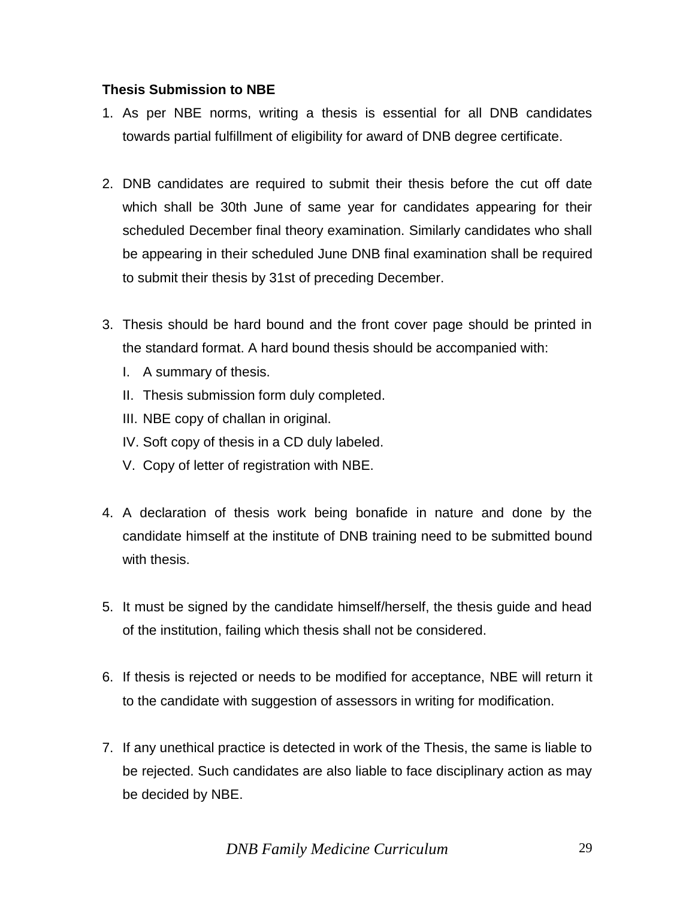**Thesis Submission to NBE**

1. As per NBE norms, writing a thesis is essential for all DNB candidates towards partial fulfillment of eligibility for award of DNB degree certificate.

2. DNB candidates are required to submit their thesis before the cut off date which shall be 30th June of same year for candidates appearing for their scheduled December final theory examination. Similarly candidates who shall be appearing in their scheduled June DNB final examination shall be required to submit their thesis by 31st of preceding December.

3. Thesis should be hard bound and the front cover page should be printed in the standard format. A hard bound thesis should be accompanied with:
   I. A summary of thesis.
   II. Thesis submission form duly completed.
   III. NBE copy of challan in original.
   IV. Soft copy of thesis in a CD duly labeled.
   V. Copy of letter of registration with NBE.

4. A declaration of thesis work being bonafide in nature and done by the candidate himself at the institute of DNB training need to be submitted bound with thesis.

5. It must be signed by the candidate himself/herself, the thesis guide and head of the institution, failing which thesis shall not be considered.

6. If thesis is rejected or needs to be modified for acceptance, NBE will return it to the candidate with suggestion of assessors in writing for modification.

7. If any unethical practice is detected in work of the Thesis, the same is liable to be rejected. Such candidates are also liable to face disciplinary action as may be decided by NBE.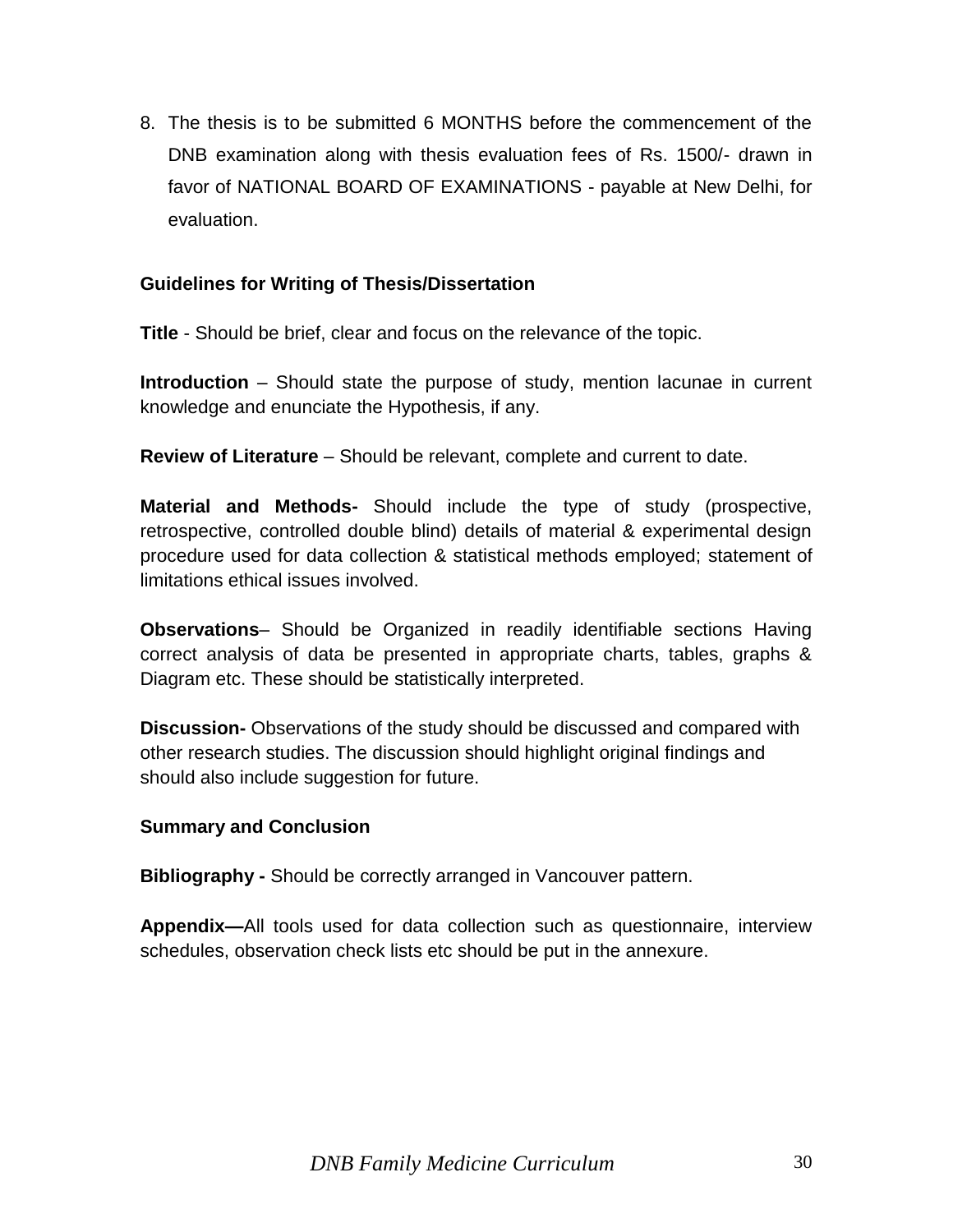8. The thesis is to be submitted 6 MONTHS before the commencement of the DNB examination along with thesis evaluation fees of Rs. 1500/- drawn in favor of NATIONAL BOARD OF EXAMINATIONS - payable at New Delhi, for evaluation.

**Guidelines for Writing of Thesis/Dissertation**

**Title** - Should be brief, clear and focus on the relevance of the topic.

**Introduction** – Should state the purpose of study, mention lacunae in current knowledge and enunciate the Hypothesis, if any.

**Review of Literature** – Should be relevant, complete and current to date.

**Material and Methods-** Should include the type of study (prospective, retrospective, controlled double blind) details of material & experimental design procedure used for data collection & statistical methods employed; statement of limitations ethical issues involved.

**Observations**– Should be Organized in readily identifiable sections Having correct analysis of data be presented in appropriate charts, tables, graphs & Diagram etc. These should be statistically interpreted.

**Discussion-** Observations of the study should be discussed and compared with other research studies. The discussion should highlight original findings and should also include suggestion for future.

**Summary and Conclusion**

**Bibliography -** Should be correctly arranged in Vancouver pattern.

**Appendix—**All tools used for data collection such as questionnaire, interview schedules, observation check lists etc should be put in the annexure.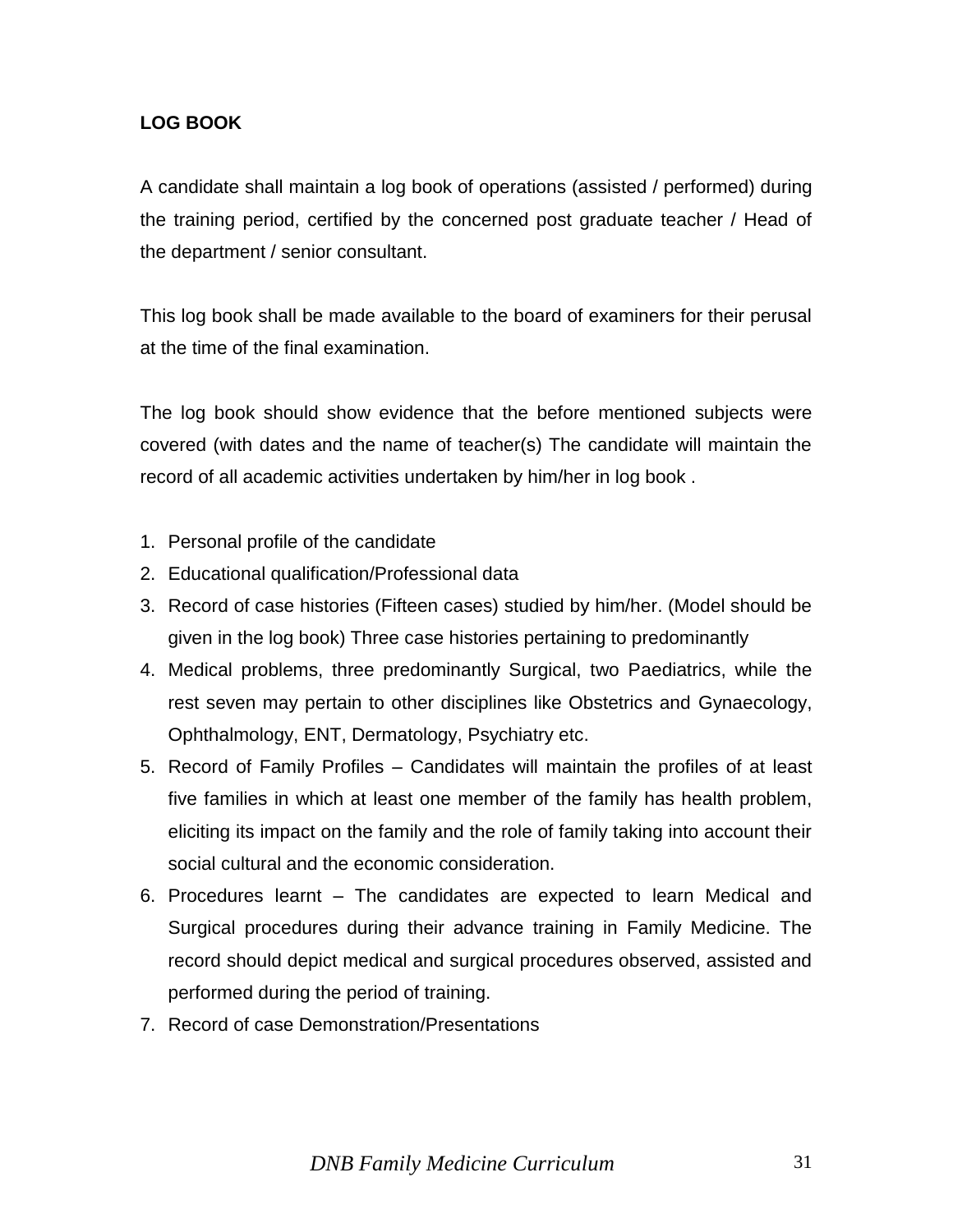**LOG BOOK**

A candidate shall maintain a log book of operations (assisted / performed) during the training period, certified by the concerned post graduate teacher / Head of the department / senior consultant.

This log book shall be made available to the board of examiners for their perusal at the time of the final examination.

The log book should show evidence that the before mentioned subjects were covered (with dates and the name of teacher(s) The candidate will maintain the record of all academic activities undertaken by him/her in log book .

1. Personal profile of the candidate
2. Educational qualification/Professional data
3. Record of case histories (Fifteen cases) studied by him/her. (Model should be given in the log book) Three case histories pertaining to predominantly
4. Medical problems, three predominantly Surgical, two Paediatrics, while the rest seven may pertain to other disciplines like Obstetrics and Gynaecology, Ophthalmology, ENT, Dermatology, Psychiatry etc.
5. Record of Family Profiles – Candidates will maintain the profiles of at least five families in which at least one member of the family has health problem, eliciting its impact on the family and the role of family taking into account their social cultural and the economic consideration.
6. Procedures learnt – The candidates are expected to learn Medical and Surgical procedures during their advance training in Family Medicine. The record should depict medical and surgical procedures observed, assisted and performed during the period of training.
7. Record of case Demonstration/Presentations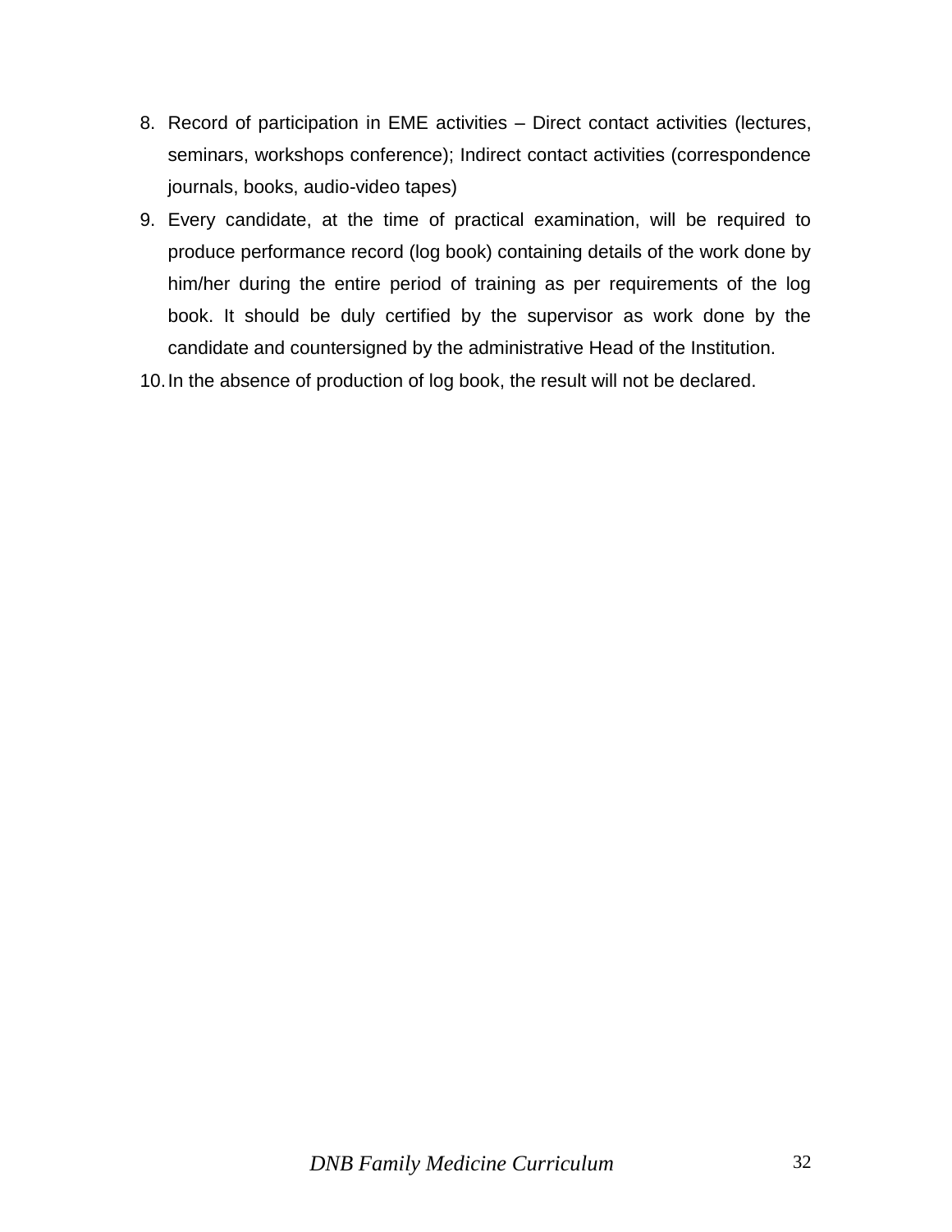8. Record of participation in EME activities – Direct contact activities (lectures, seminars, workshops conference); Indirect contact activities (correspondence journals, books, audio-video tapes)
9. Every candidate, at the time of practical examination, will be required to produce performance record (log book) containing details of the work done by him/her during the entire period of training as per requirements of the log book. It should be duly certified by the supervisor as work done by the candidate and countersigned by the administrative Head of the Institution.
10. In the absence of production of log book, the result will not be declared.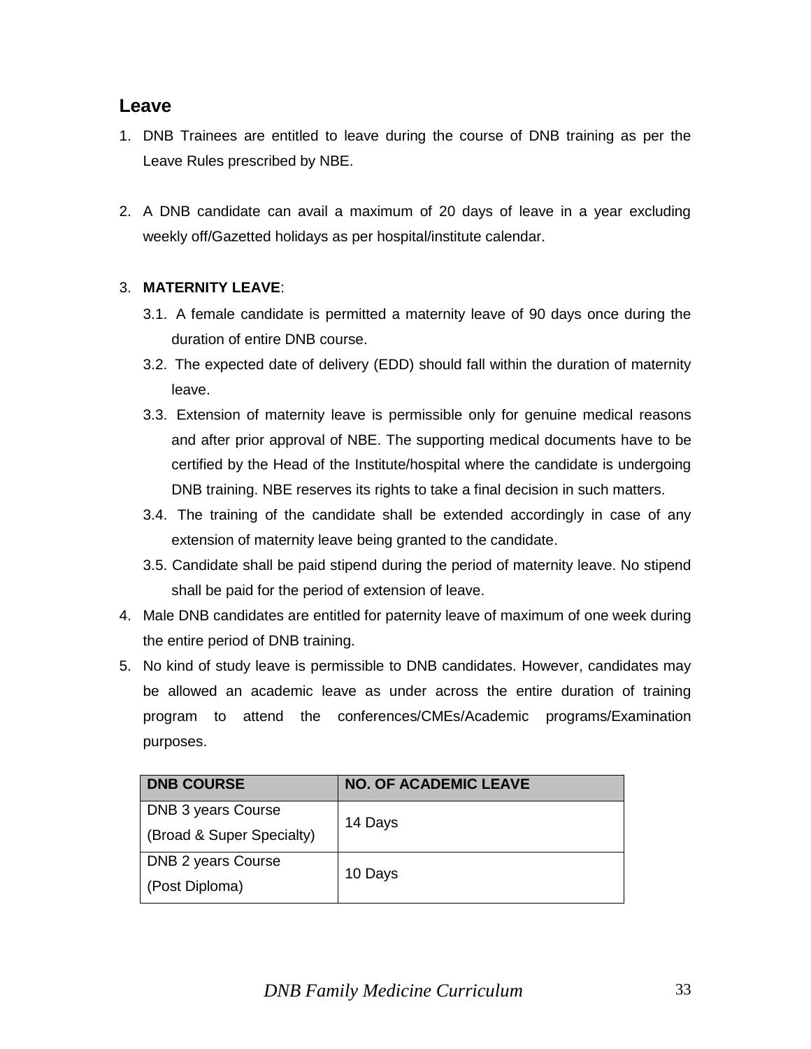## Leave

1. DNB Trainees are entitled to leave during the course of DNB training as per the Leave Rules prescribed by NBE.

2. A DNB candidate can avail a maximum of 20 days of leave in a year excluding weekly off/Gazetted holidays as per hospital/institute calendar.

3. **MATERNITY LEAVE**:
   - 3.1. A female candidate is permitted a maternity leave of 90 days once during the duration of entire DNB course.
   - 3.2. The expected date of delivery (EDD) should fall within the duration of maternity leave.
   - 3.3. Extension of maternity leave is permissible only for genuine medical reasons and after prior approval of NBE. The supporting medical documents have to be certified by the Head of the Institute/hospital where the candidate is undergoing DNB training. NBE reserves its rights to take a final decision in such matters.
   - 3.4. The training of the candidate shall be extended accordingly in case of any extension of maternity leave being granted to the candidate.
   - 3.5. Candidate shall be paid stipend during the period of maternity leave. No stipend shall be paid for the period of extension of leave.
4. Male DNB candidates are entitled for paternity leave of maximum of one week during the entire period of DNB training.
5. No kind of study leave is permissible to DNB candidates. However, candidates may be allowed an academic leave as under across the entire duration of training program to attend the conferences/CMEs/Academic programs/Examination purposes.

| DNB COURSE | NO. OF ACADEMIC LEAVE |
|---|---|
| DNB 3 years Course (Broad & Super Specialty) | 14 Days |
| DNB 2 years Course (Post Diploma) | 10 Days |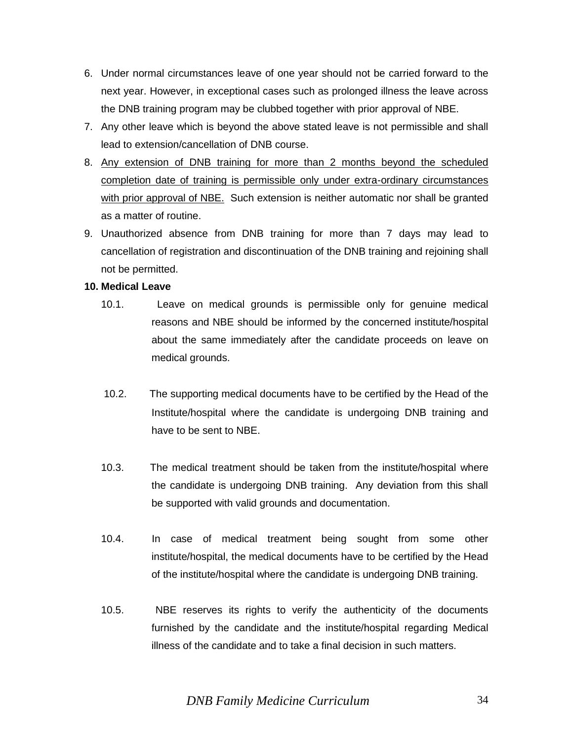6. Under normal circumstances leave of one year should not be carried forward to the next year. However, in exceptional cases such as prolonged illness the leave across the DNB training program may be clubbed together with prior approval of NBE.
7. Any other leave which is beyond the above stated leave is not permissible and shall lead to extension/cancellation of DNB course.
8. <u>Any extension of DNB training for more than 2 months beyond the scheduled completion date of training is permissible only under extra-ordinary circumstances with prior approval of NBE.</u> Such extension is neither automatic nor shall be granted as a matter of routine.
9. Unauthorized absence from DNB training for more than 7 days may lead to cancellation of registration and discontinuation of the DNB training and rejoining shall not be permitted.

**10. Medical Leave**

10.1. Leave on medical grounds is permissible only for genuine medical reasons and NBE should be informed by the concerned institute/hospital about the same immediately after the candidate proceeds on leave on medical grounds.

10.2. The supporting medical documents have to be certified by the Head of the Institute/hospital where the candidate is undergoing DNB training and have to be sent to NBE.

10.3. The medical treatment should be taken from the institute/hospital where the candidate is undergoing DNB training. Any deviation from this shall be supported with valid grounds and documentation.

10.4. In case of medical treatment being sought from some other institute/hospital, the medical documents have to be certified by the Head of the institute/hospital where the candidate is undergoing DNB training.

10.5. NBE reserves its rights to verify the authenticity of the documents furnished by the candidate and the institute/hospital regarding Medical illness of the candidate and to take a final decision in such matters.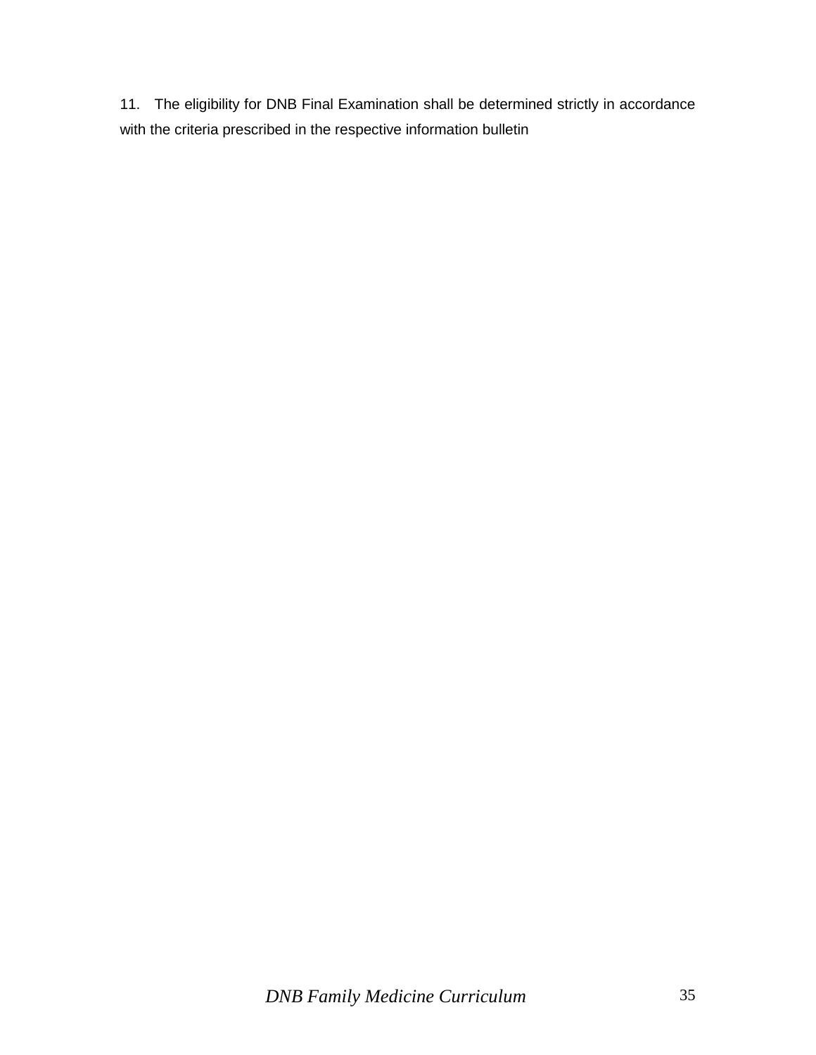11. The eligibility for DNB Final Examination shall be determined strictly in accordance with the criteria prescribed in the respective information bulletin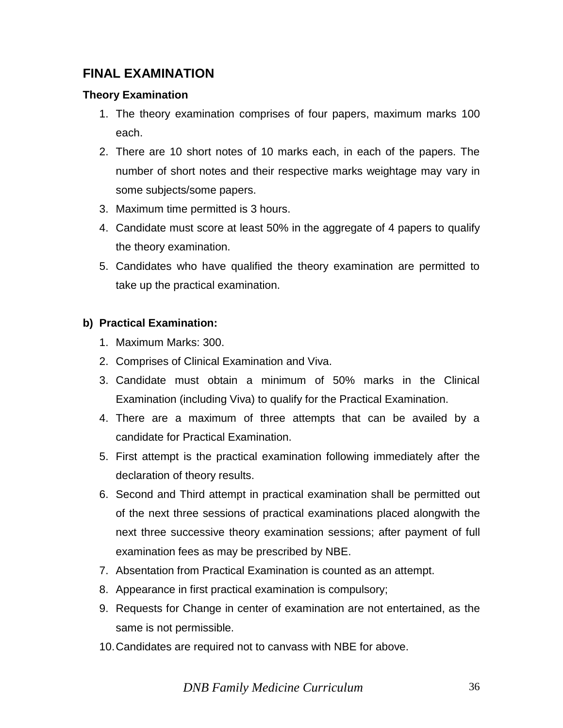## FINAL EXAMINATION

### Theory Examination

1. The theory examination comprises of four papers, maximum marks 100 each.
2. There are 10 short notes of 10 marks each, in each of the papers. The number of short notes and their respective marks weightage may vary in some subjects/some papers.
3. Maximum time permitted is 3 hours.
4. Candidate must score at least 50% in the aggregate of 4 papers to qualify the theory examination.
5. Candidates who have qualified the theory examination are permitted to take up the practical examination.

### b) Practical Examination:

1. Maximum Marks: 300.
2. Comprises of Clinical Examination and Viva.
3. Candidate must obtain a minimum of 50% marks in the Clinical Examination (including Viva) to qualify for the Practical Examination.
4. There are a maximum of three attempts that can be availed by a candidate for Practical Examination.
5. First attempt is the practical examination following immediately after the declaration of theory results.
6. Second and Third attempt in practical examination shall be permitted out of the next three sessions of practical examinations placed alongwith the next three successive theory examination sessions; after payment of full examination fees as may be prescribed by NBE.
7. Absentation from Practical Examination is counted as an attempt.
8. Appearance in first practical examination is compulsory;
9. Requests for Change in center of examination are not entertained, as the same is not permissible.
10. Candidates are required not to canvass with NBE for above.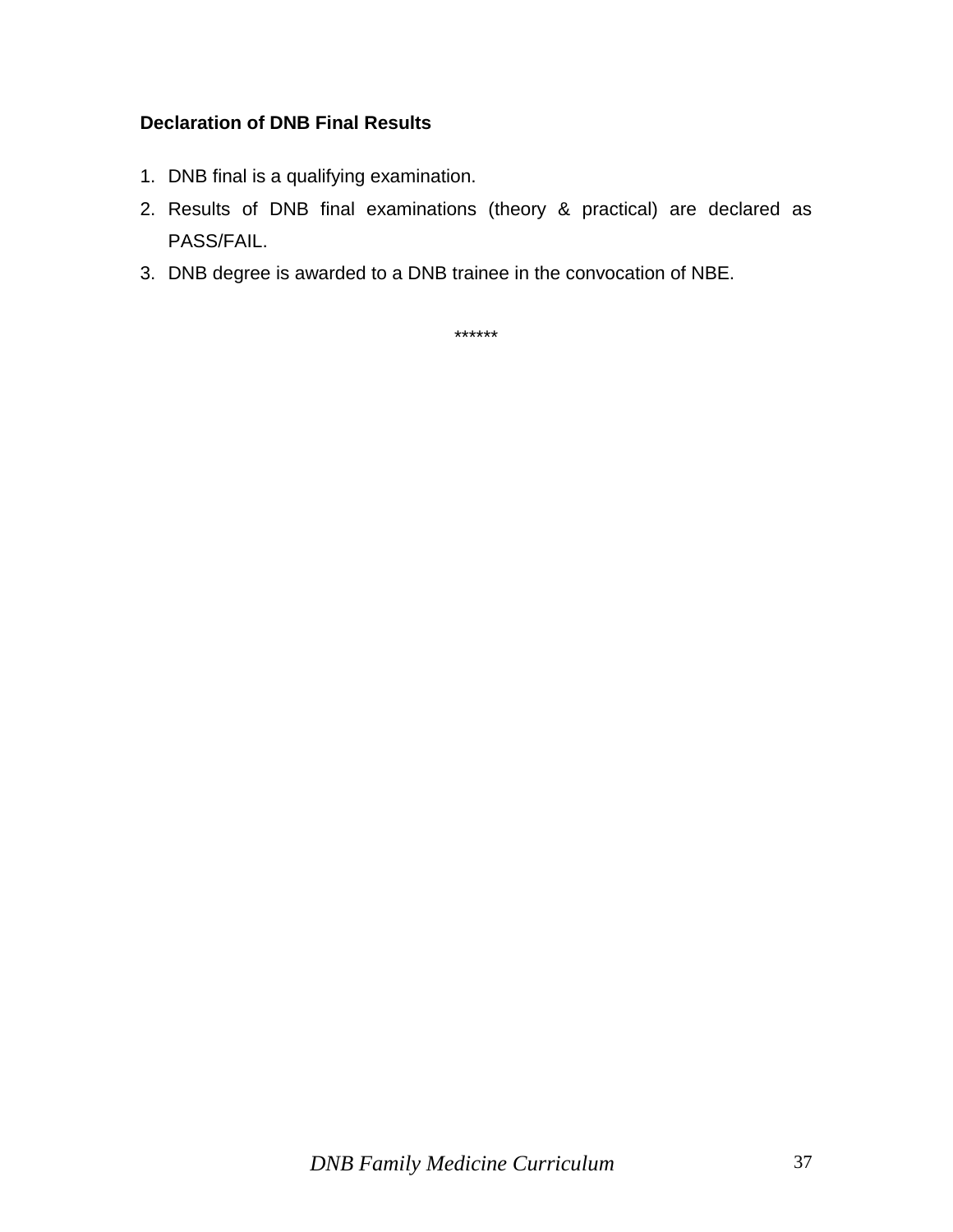**Declaration of DNB Final Results**

1. DNB final is a qualifying examination.
2. Results of DNB final examinations (theory & practical) are declared as PASS/FAIL.
3. DNB degree is awarded to a DNB trainee in the convocation of NBE.

******